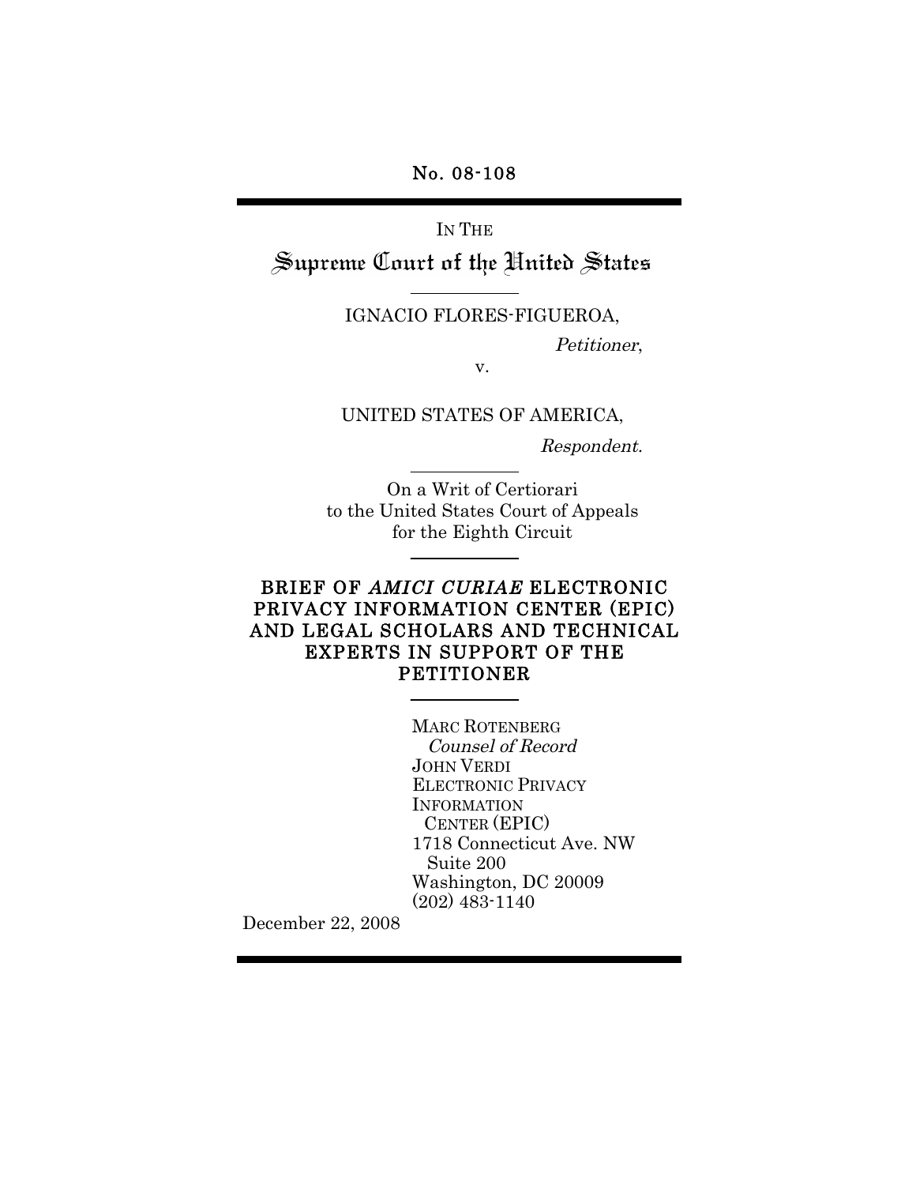No. 08-108

IN THE

# Supreme Court of the United States

IGNACIO FLORES-FIGUEROA,

*Petitioner*,

v.

UNITED STATES OF AMERICA,

*Respondent.*

On a Writ of Certiorari
to the United States Court of Appeals
for the Eighth Circuit

## BRIEF OF *AMICI CURIAE* ELECTRONIC PRIVACY INFORMATION CENTER (EPIC) AND LEGAL SCHOLARS AND TECHNICAL EXPERTS IN SUPPORT OF THE PETITIONER

MARC ROTENBERG
*Counsel of Record*
JOHN VERDI
ELECTRONIC PRIVACY
INFORMATION
CENTER (EPIC)
1718 Connecticut Ave. NW
Suite 200
Washington, DC 20009
(202) 483-1140

December 22, 2008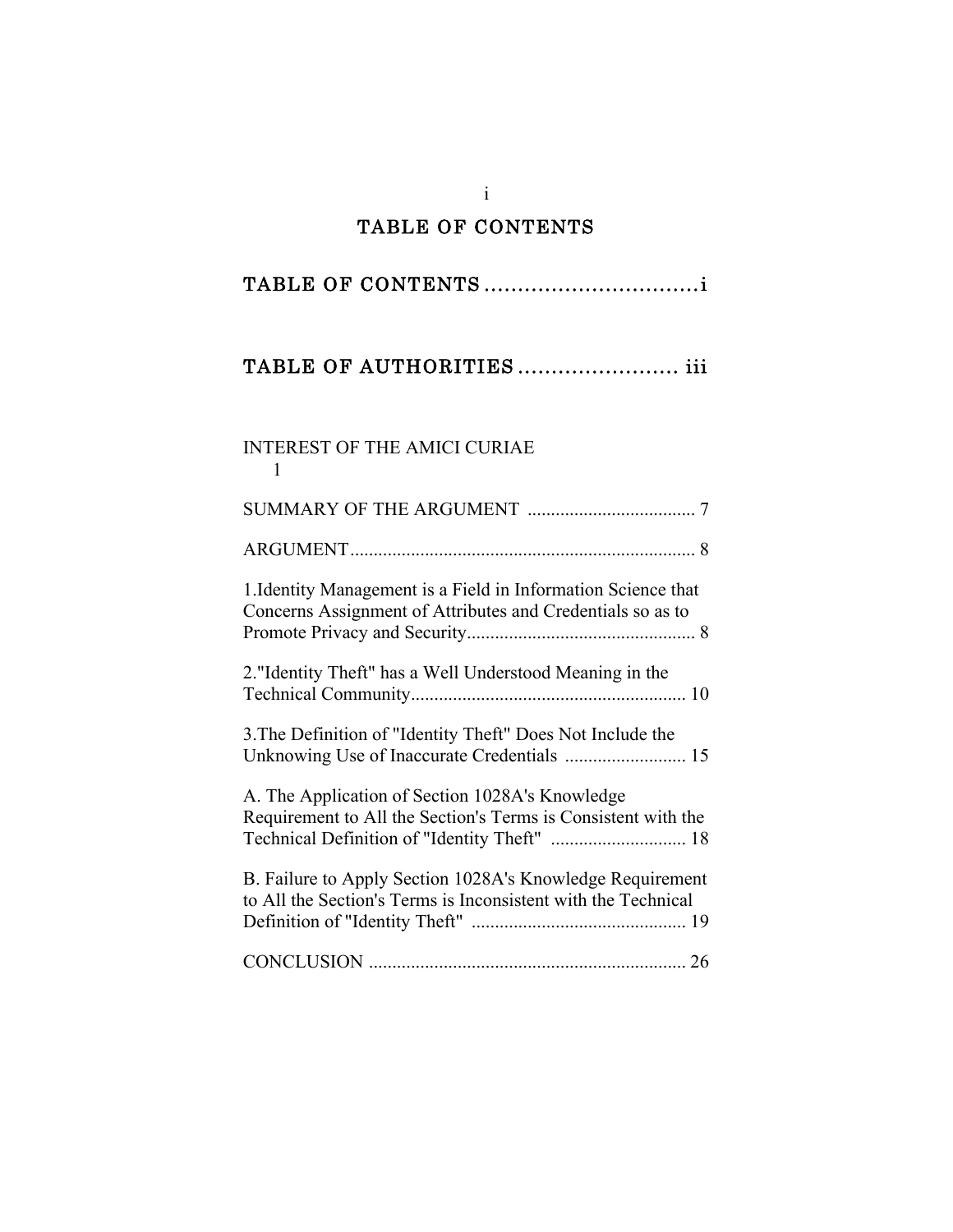# TABLE OF CONTENTS

**TABLE OF CONTENTS** ................................i

**TABLE OF AUTHORITIES** ........................ iii

INTEREST OF THE AMICI CURIAE
1

SUMMARY OF THE ARGUMENT .................................... 7

ARGUMENT.......................................................................... 8

1.Identity Management is a Field in Information Science that Concerns Assignment of Attributes and Credentials so as to Promote Privacy and Security................................................. 8

2."Identity Theft" has a Well Understood Meaning in the Technical Community........................................................... 10

3.The Definition of "Identity Theft" Does Not Include the Unknowing Use of Inaccurate Credentials .......................... 15

A. The Application of Section 1028A's Knowledge Requirement to All the Section's Terms is Consistent with the Technical Definition of "Identity Theft" ............................. 18

B. Failure to Apply Section 1028A's Knowledge Requirement to All the Section's Terms is Inconsistent with the Technical Definition of "Identity Theft" .............................................. 19

CONCLUSION .................................................................... 26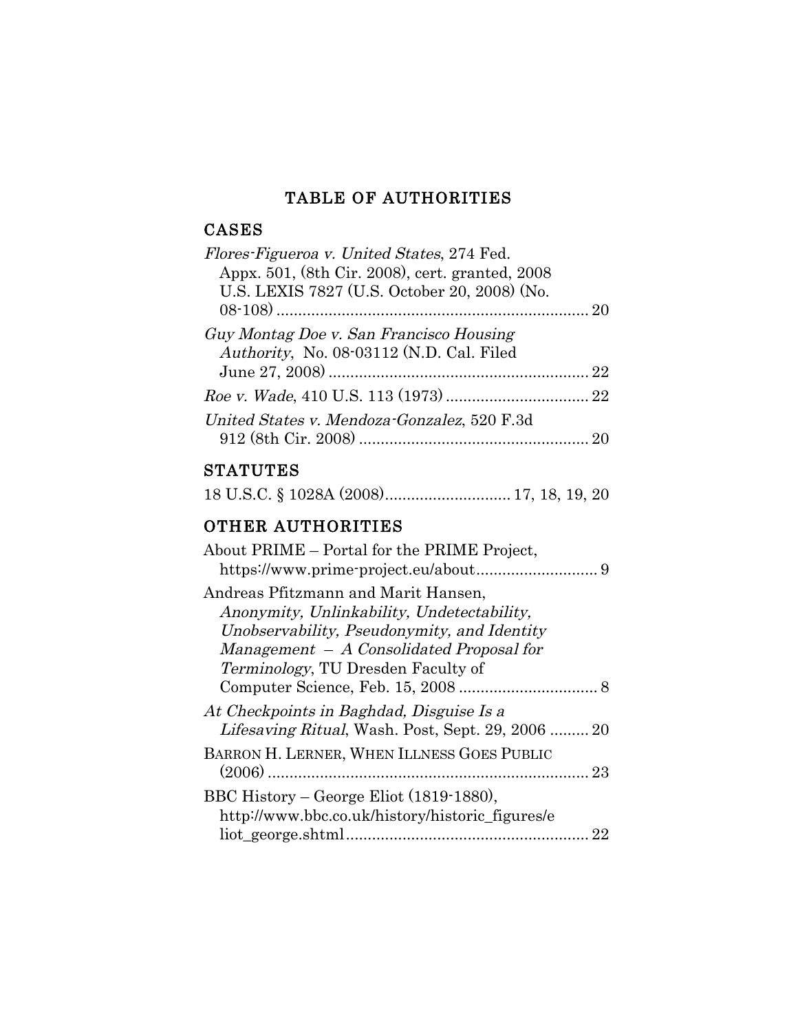# TABLE OF AUTHORITIES

## CASES

*Flores-Figueroa v. United States*, 274 Fed. Appx. 501, (8th Cir. 2008), cert. granted, 2008 U.S. LEXIS 7827 (U.S. October 20, 2008) (No. 08-108) ........................................................................ 20

*Guy Montag Doe v. San Francisco Housing Authority*, No. 08-03112 (N.D. Cal. Filed June 27, 2008) ............................................................ 22

*Roe v. Wade*, 410 U.S. 113 (1973) ................................ 22

*United States v. Mendoza-Gonzalez*, 520 F.3d 912 (8th Cir. 2008) ..................................................... 20

## STATUTES

18 U.S.C. § 1028A (2008)............................ 17, 18, 19, 20

## OTHER AUTHORITIES

About PRIME – Portal for the PRIME Project, https://www.prime-project.eu/about............................ 9

Andreas Pfitzmann and Marit Hansen, *Anonymity, Unlinkability, Undetectability, Unobservability, Pseudonymity, and Identity Management – A Consolidated Proposal for Terminology*, TU Dresden Faculty of Computer Science, Feb. 15, 2008 ................................ 8

*At Checkpoints in Baghdad, Disguise Is a Lifesaving Ritual*, Wash. Post, Sept. 29, 2006 ......... 20

BARRON H. LERNER, WHEN ILLNESS GOES PUBLIC (2006) .......................................................................... 23

BBC History – George Eliot (1819-1880), http://www.bbc.co.uk/history/historic_figures/eliot_george.shtml........................................................ 22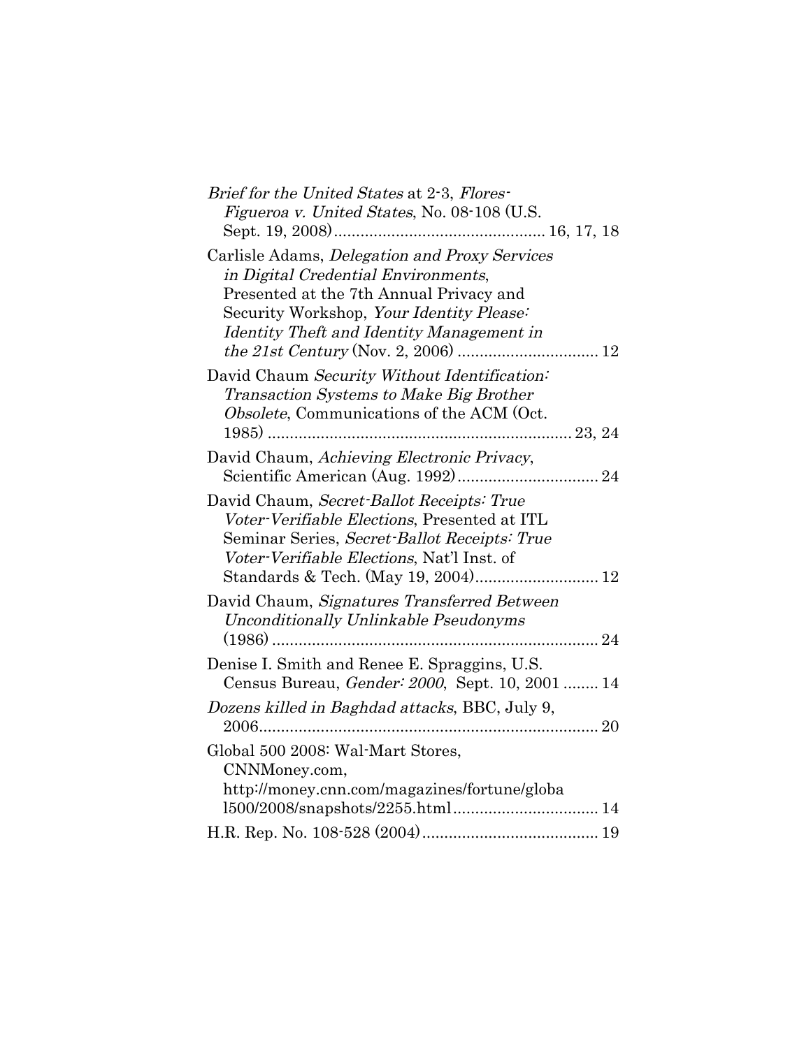*Brief for the United States* at 2-3, *Flores-Figueroa v. United States*, No. 08-108 (U.S. Sept. 19, 2008) ................................................ 16, 17, 18

Carlisle Adams, *Delegation and Proxy Services in Digital Credential Environments*, Presented at the 7th Annual Privacy and Security Workshop, *Your Identity Please: Identity Theft and Identity Management in the 21st Century* (Nov. 2, 2006) ................................ 12

David Chaum *Security Without Identification: Transaction Systems to Make Big Brother Obsolete*, Communications of the ACM (Oct. 1985) ..................................................................... 23, 24

David Chaum, *Achieving Electronic Privacy*, Scientific American (Aug. 1992) ................................ 24

David Chaum, *Secret-Ballot Receipts: True Voter-Verifiable Elections*, Presented at ITL Seminar Series, *Secret-Ballot Receipts: True Voter-Verifiable Elections*, Nat'l Inst. of Standards & Tech. (May 19, 2004) ............................ 12

David Chaum, *Signatures Transferred Between Unconditionally Unlinkable Pseudonyms* (1986) .......................................................................... 24

Denise I. Smith and Renee E. Spraggins, U.S. Census Bureau, *Gender: 2000*, Sept. 10, 2001 ........ 14

*Dozens killed in Baghdad attacks*, BBC, July 9, 2006.............................................................................. 20

Global 500 2008: Wal-Mart Stores, CNNMoney.com, http://money.cnn.com/magazines/fortune/global500/2008/snapshots/2255.html ................................. 14

H.R. Rep. No. 108-528 (2004) ........................................ 19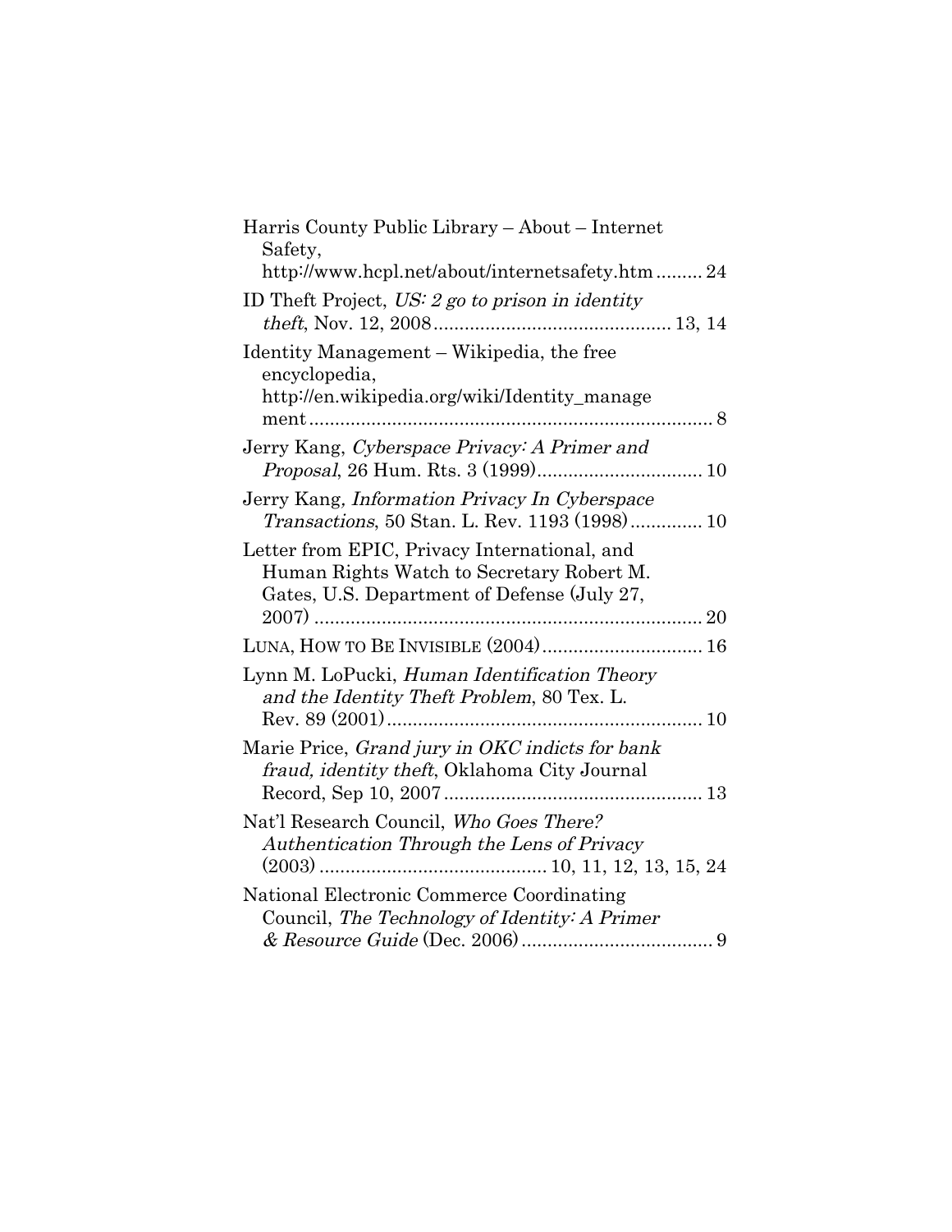Harris County Public Library – About – Internet Safety, http://www.hcpl.net/about/internetsafety.htm ......... 24

ID Theft Project, *US: 2 go to prison in identity theft*, Nov. 12, 2008 ............................................. 13, 14

Identity Management – Wikipedia, the free encyclopedia, http://en.wikipedia.org/wiki/Identity_management ............................................................................. 8

Jerry Kang, *Cyberspace Privacy: A Primer and Proposal*, 26 Hum. Rts. 3 (1999) ................................ 10

Jerry Kang, *Information Privacy In Cyberspace Transactions*, 50 Stan. L. Rev. 1193 (1998) .............. 10

Letter from EPIC, Privacy International, and Human Rights Watch to Secretary Robert M. Gates, U.S. Department of Defense (July 27, 2007) .......................................................................... 20

LUNA, HOW TO BE INVISIBLE (2004) ............................... 16

Lynn M. LoPucki, *Human Identification Theory and the Identity Theft Problem*, 80 Tex. L. Rev. 89 (2001) ............................................................ 10

Marie Price, *Grand jury in OKC indicts for bank fraud, identity theft*, Oklahoma City Journal Record, Sep 10, 2007 ................................................. 13

Nat'l Research Council, *Who Goes There? Authentication Through the Lens of Privacy* (2003) ........................................... 10, 11, 12, 13, 15, 24

National Electronic Commerce Coordinating Council, *The Technology of Identity: A Primer & Resource Guide* (Dec. 2006) ..................................... 9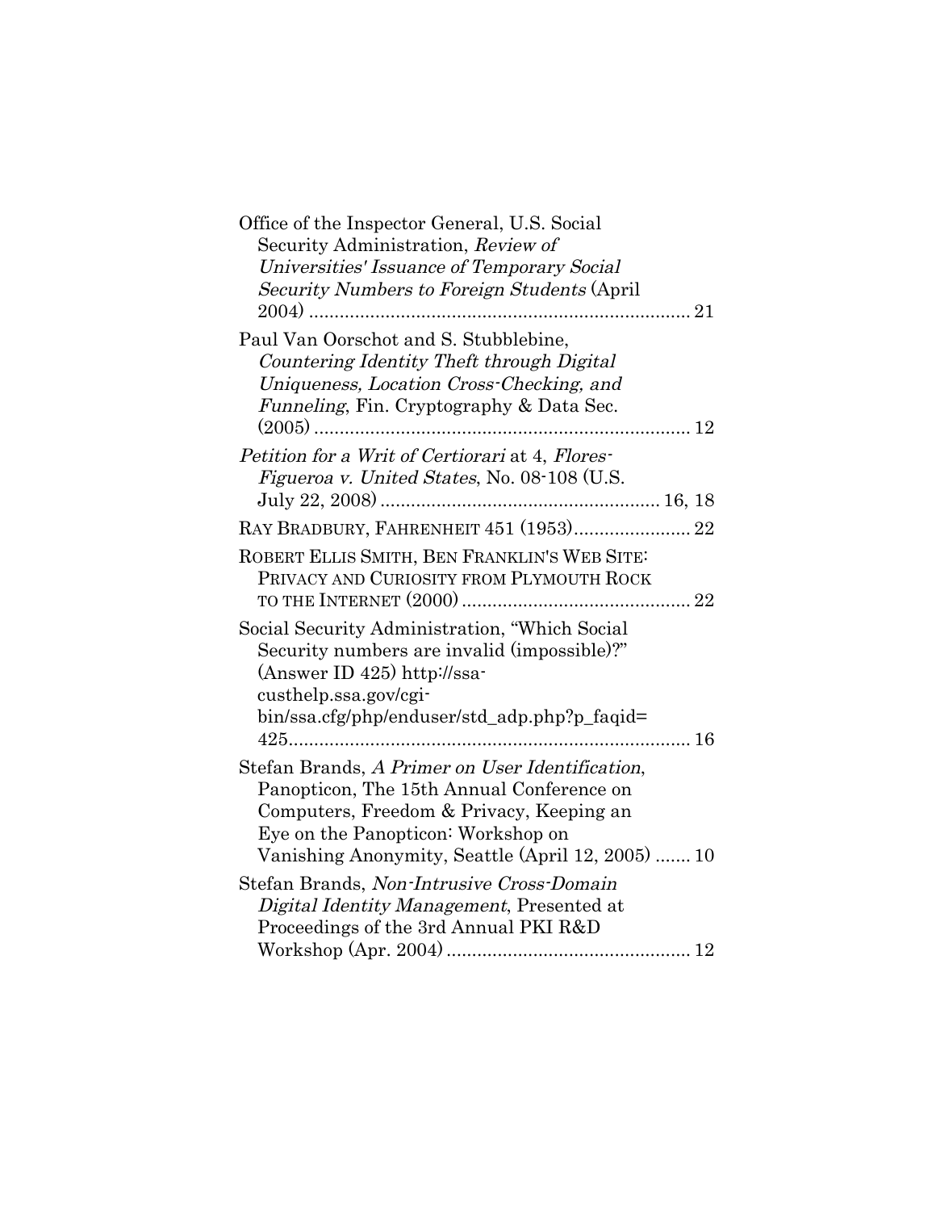Office of the Inspector General, U.S. Social Security Administration, *Review of Universities' Issuance of Temporary Social Security Numbers to Foreign Students* (April 2004) ........................................................................ 21

Paul Van Oorschot and S. Stubblebine, *Countering Identity Theft through Digital Uniqueness, Location Cross-Checking, and Funneling*, Fin. Cryptography & Data Sec. (2005) ........................................................................ 12

*Petition for a Writ of Certiorari* at 4, *Flores-Figueroa v. United States*, No. 08-108 (U.S. July 22, 2008) ...................................................... 16, 18

RAY BRADBURY, FAHRENHEIT 451 (1953)...................... 22

ROBERT ELLIS SMITH, BEN FRANKLIN'S WEB SITE: PRIVACY AND CURIOSITY FROM PLYMOUTH ROCK TO THE INTERNET (2000) ............................................ 22

Social Security Administration, "Which Social Security numbers are invalid (impossible)?" (Answer ID 425) http://ssa-custhelp.ssa.gov/cgi-bin/ssa.cfg/php/enduser/std_adp.php?p_faqid=425............................................................................. 16

Stefan Brands, *A Primer on User Identification*, Panopticon, The 15th Annual Conference on Computers, Freedom & Privacy, Keeping an Eye on the Panopticon: Workshop on Vanishing Anonymity, Seattle (April 12, 2005) ....... 10

Stefan Brands, *Non-Intrusive Cross-Domain Digital Identity Management*, Presented at Proceedings of the 3rd Annual PKI R&D Workshop (Apr. 2004) ............................................... 12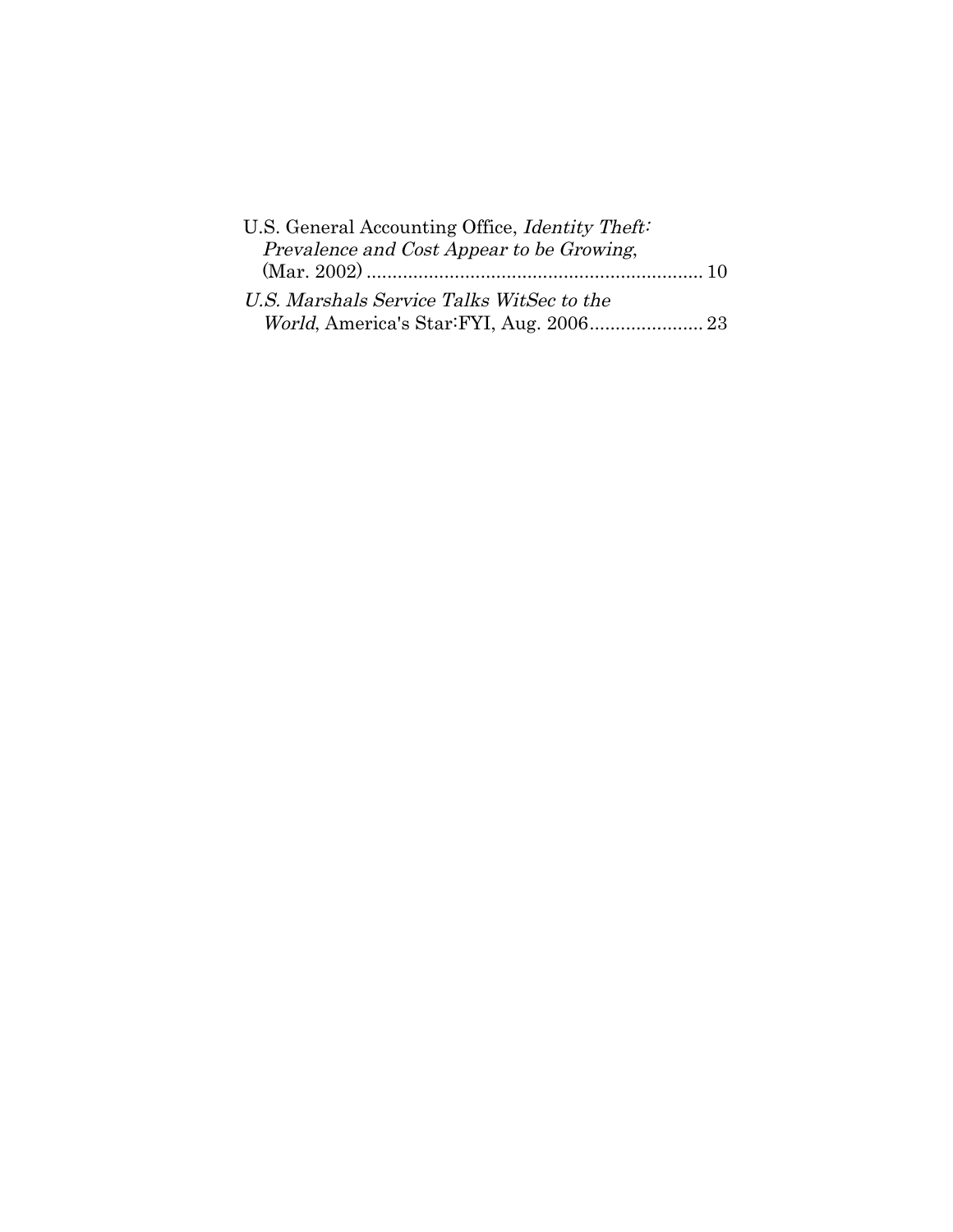U.S. General Accounting Office, *Identity Theft: Prevalence and Cost Appear to be Growing*, (Mar. 2002) ................................................................. 10

*U.S. Marshals Service Talks WitSec to the World*, America's Star:FYI, Aug. 2006...................... 23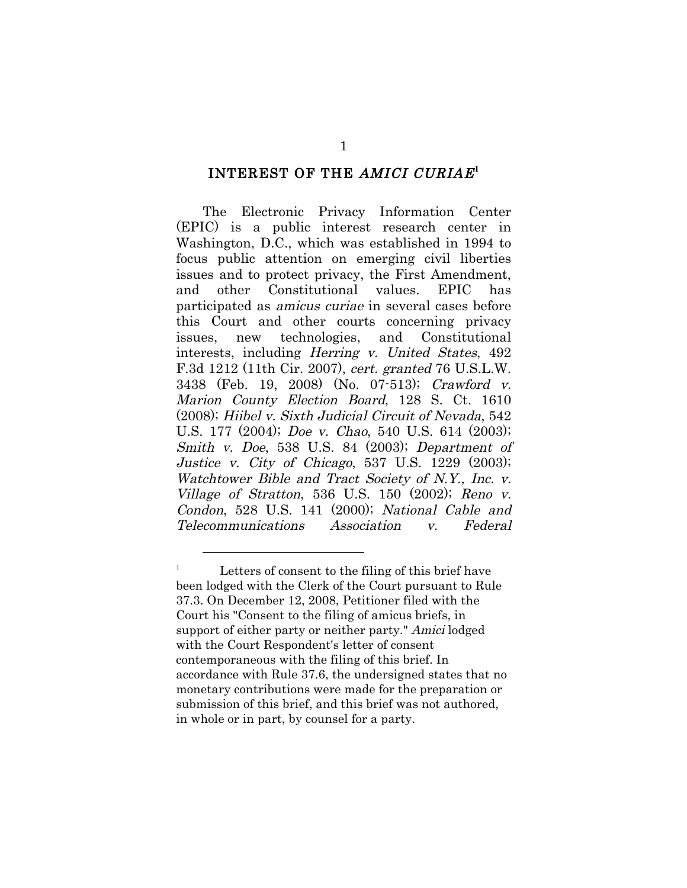## INTEREST OF THE *AMICI CURIAE*[1]

The Electronic Privacy Information Center (EPIC) is a public interest research center in Washington, D.C., which was established in 1994 to focus public attention on emerging civil liberties issues and to protect privacy, the First Amendment, and other Constitutional values. EPIC has participated as *amicus curiae* in several cases before this Court and other courts concerning privacy issues, new technologies, and Constitutional interests, including *Herring v. United States*, 492 F.3d 1212 (11th Cir. 2007), *cert. granted* 76 U.S.L.W. 3438 (Feb. 19, 2008) (No. 07-513); *Crawford v. Marion County Election Board*, 128 S. Ct. 1610 (2008); *Hiibel v. Sixth Judicial Circuit of Nevada*, 542 U.S. 177 (2004); *Doe v. Chao*, 540 U.S. 614 (2003); *Smith v. Doe*, 538 U.S. 84 (2003); *Department of Justice v. City of Chicago*, 537 U.S. 1229 (2003); *Watchtower Bible and Tract Society of N.Y., Inc. v. Village of Stratton*, 536 U.S. 150 (2002); *Reno v. Condon*, 528 U.S. 141 (2000); *National Cable and Telecommunications Association v. Federal*

---

[1] Letters of consent to the filing of this brief have been lodged with the Clerk of the Court pursuant to Rule 37.3. On December 12, 2008, Petitioner filed with the Court his "Consent to the filing of amicus briefs, in support of either party or neither party." *Amici* lodged with the Court Respondent's letter of consent contemporaneous with the filing of this brief. In accordance with Rule 37.6, the undersigned states that no monetary contributions were made for the preparation or submission of this brief, and this brief was not authored, in whole or in part, by counsel for a party.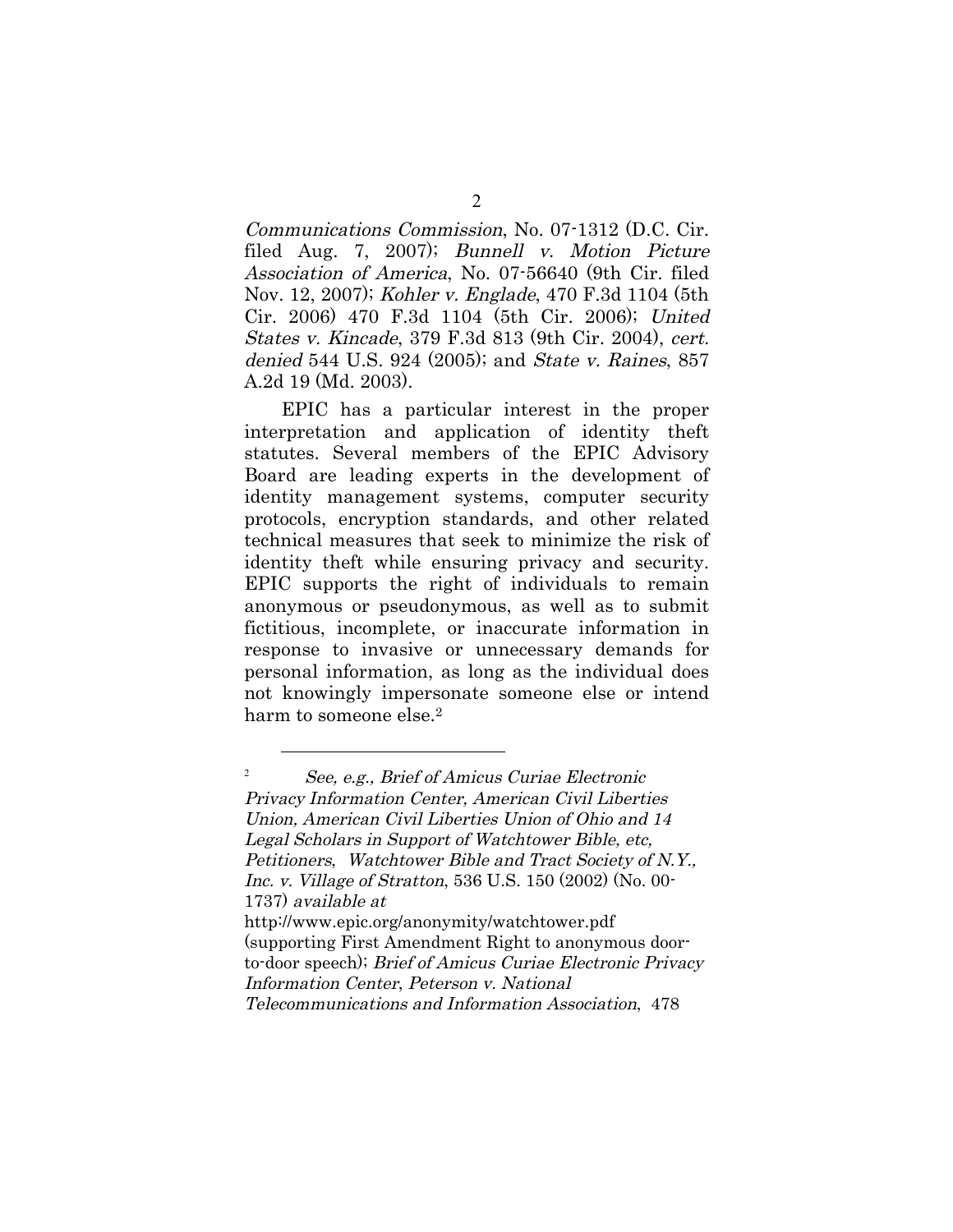*Communications Commission*, No. 07-1312 (D.C. Cir. filed Aug. 7, 2007); *Bunnell v. Motion Picture Association of America*, No. 07-56640 (9th Cir. filed Nov. 12, 2007); *Kohler v. Englade*, 470 F.3d 1104 (5th Cir. 2006) 470 F.3d 1104 (5th Cir. 2006); *United States v. Kincade*, 379 F.3d 813 (9th Cir. 2004), *cert. denied* 544 U.S. 924 (2005); and *State v. Raines*, 857 A.2d 19 (Md. 2003).

EPIC has a particular interest in the proper interpretation and application of identity theft statutes. Several members of the EPIC Advisory Board are leading experts in the development of identity management systems, computer security protocols, encryption standards, and other related technical measures that seek to minimize the risk of identity theft while ensuring privacy and security. EPIC supports the right of individuals to remain anonymous or pseudonymous, as well as to submit fictitious, incomplete, or inaccurate information in response to invasive or unnecessary demands for personal information, as long as the individual does not knowingly impersonate someone else or intend harm to someone else.[2]

---

[2] *See, e.g., Brief of Amicus Curiae Electronic Privacy Information Center, American Civil Liberties Union, American Civil Liberties Union of Ohio and 14 Legal Scholars in Support of Watchtower Bible, etc, Petitioners*, *Watchtower Bible and Tract Society of N.Y., Inc. v. Village of Stratton*, 536 U.S. 150 (2002) (No. 00-1737) *available at* http://www.epic.org/anonymity/watchtower.pdf (supporting First Amendment Right to anonymous door-to-door speech); *Brief of Amicus Curiae Electronic Privacy Information Center*, *Peterson v. National Telecommunications and Information Association*, 478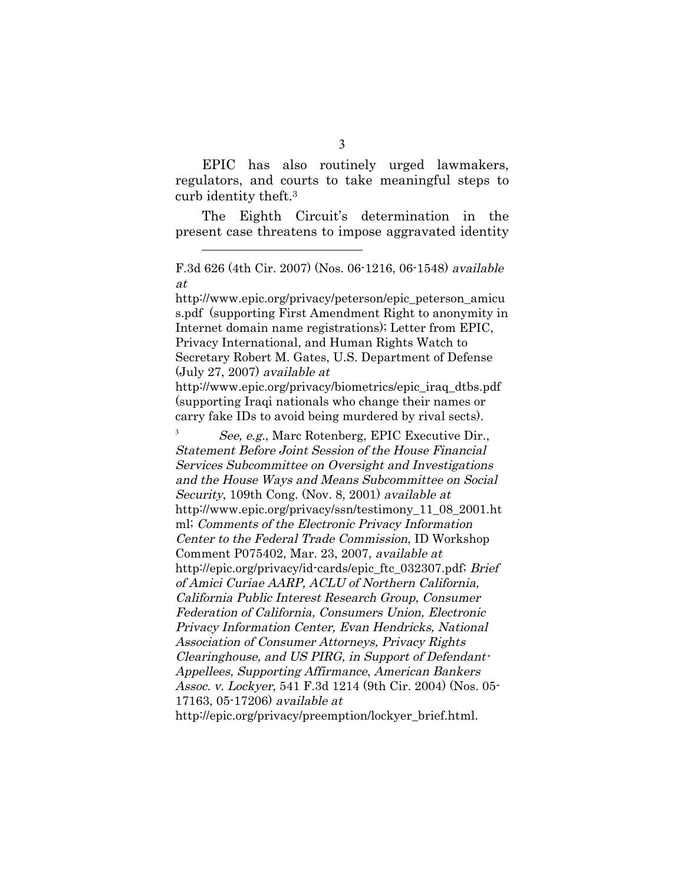EPIC has also routinely urged lawmakers, regulators, and courts to take meaningful steps to curb identity theft.[3]

The Eighth Circuit's determination in the present case threatens to impose aggravated identity

---

F.3d 626 (4th Cir. 2007) (Nos. 06-1216, 06-1548) *available at* http://www.epic.org/privacy/peterson/epic_peterson_amicus.pdf (supporting First Amendment Right to anonymity in Internet domain name registrations); Letter from EPIC, Privacy International, and Human Rights Watch to Secretary Robert M. Gates, U.S. Department of Defense (July 27, 2007) *available at* http://www.epic.org/privacy/biometrics/epic_iraq_dtbs.pdf (supporting Iraqi nationals who change their names or carry fake IDs to avoid being murdered by rival sects).

[3] *See, e.g.*, Marc Rotenberg, EPIC Executive Dir., *Statement Before Joint Session of the House Financial Services Subcommittee on Oversight and Investigations and the House Ways and Means Subcommittee on Social Security*, 109th Cong. (Nov. 8, 2001) *available at* http://www.epic.org/privacy/ssn/testimony_11_08_2001.html; *Comments of the Electronic Privacy Information Center to the Federal Trade Commission*, ID Workshop Comment P075402, Mar. 23, 2007, *available at* http://epic.org/privacy/id-cards/epic_ftc_032307.pdf; *Brief of Amici Curiae AARP, ACLU of Northern California, California Public Interest Research Group, Consumer Federation of California, Consumers Union, Electronic Privacy Information Center, Evan Hendricks, National Association of Consumer Attorneys, Privacy Rights Clearinghouse, and US PIRG, in Support of Defendant-Appellees, Supporting Affirmance*, *American Bankers Assoc. v. Lockyer*, 541 F.3d 1214 (9th Cir. 2004) (Nos. 05-17163, 05-17206) *available at* http://epic.org/privacy/preemption/lockyer_brief.html.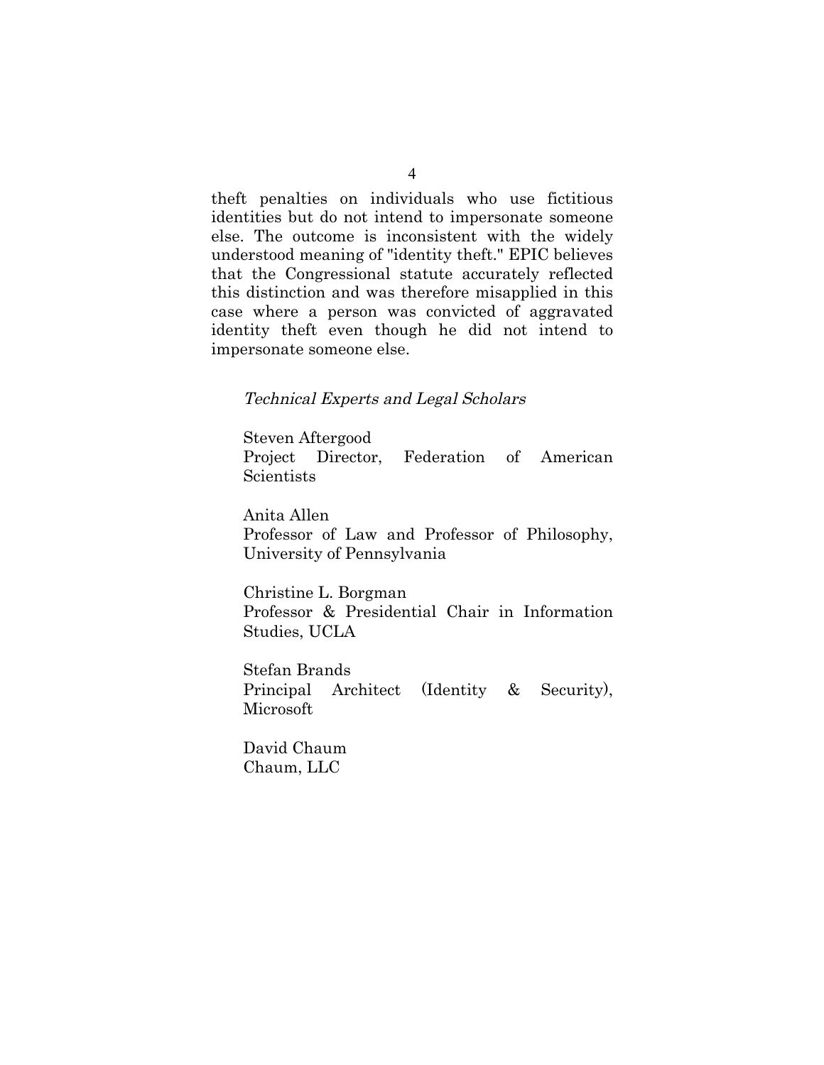theft penalties on individuals who use fictitious identities but do not intend to impersonate someone else. The outcome is inconsistent with the widely understood meaning of "identity theft." EPIC believes that the Congressional statute accurately reflected this distinction and was therefore misapplied in this case where a person was convicted of aggravated identity theft even though he did not intend to impersonate someone else.

*Technical Experts and Legal Scholars*

Steven Aftergood
Project Director, Federation of American Scientists

Anita Allen
Professor of Law and Professor of Philosophy, University of Pennsylvania

Christine L. Borgman
Professor & Presidential Chair in Information Studies, UCLA

Stefan Brands
Principal Architect (Identity & Security), Microsoft

David Chaum
Chaum, LLC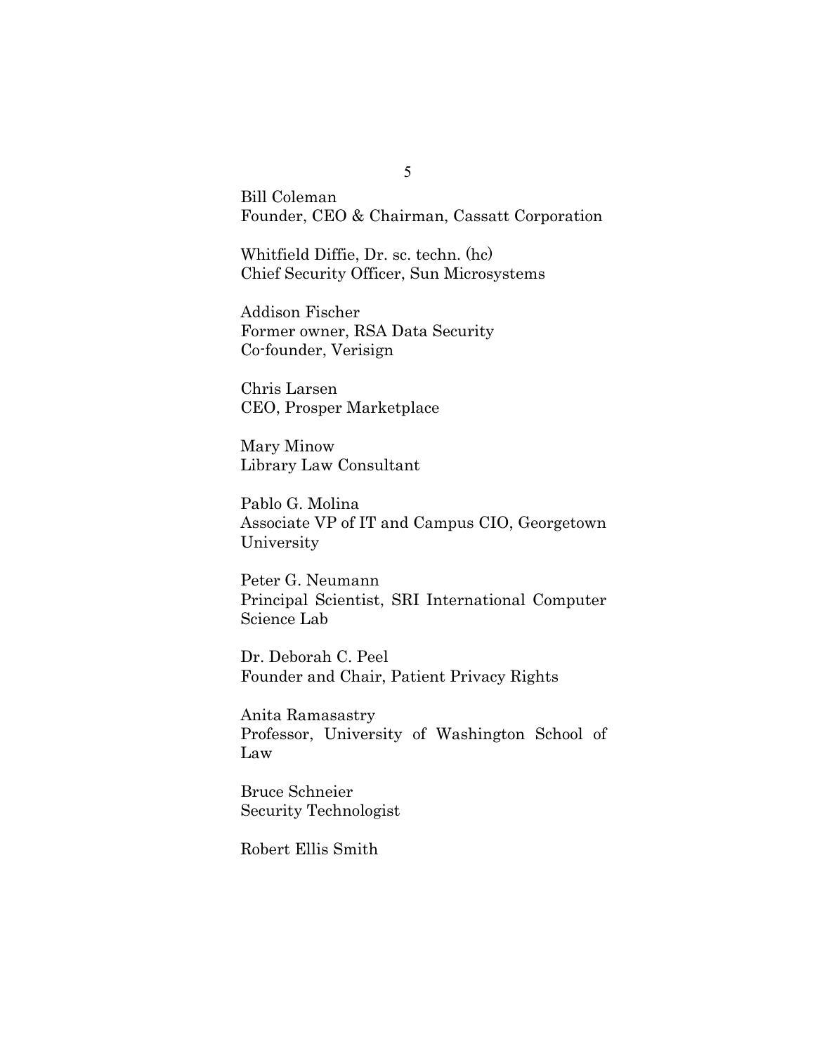Bill Coleman
Founder, CEO & Chairman, Cassatt Corporation

Whitfield Diffie, Dr. sc. techn. (hc)
Chief Security Officer, Sun Microsystems

Addison Fischer
Former owner, RSA Data Security
Co-founder, Verisign

Chris Larsen
CEO, Prosper Marketplace

Mary Minow
Library Law Consultant

Pablo G. Molina
Associate VP of IT and Campus CIO, Georgetown University

Peter G. Neumann
Principal Scientist, SRI International Computer Science Lab

Dr. Deborah C. Peel
Founder and Chair, Patient Privacy Rights

Anita Ramasastry
Professor, University of Washington School of Law

Bruce Schneier
Security Technologist

Robert Ellis Smith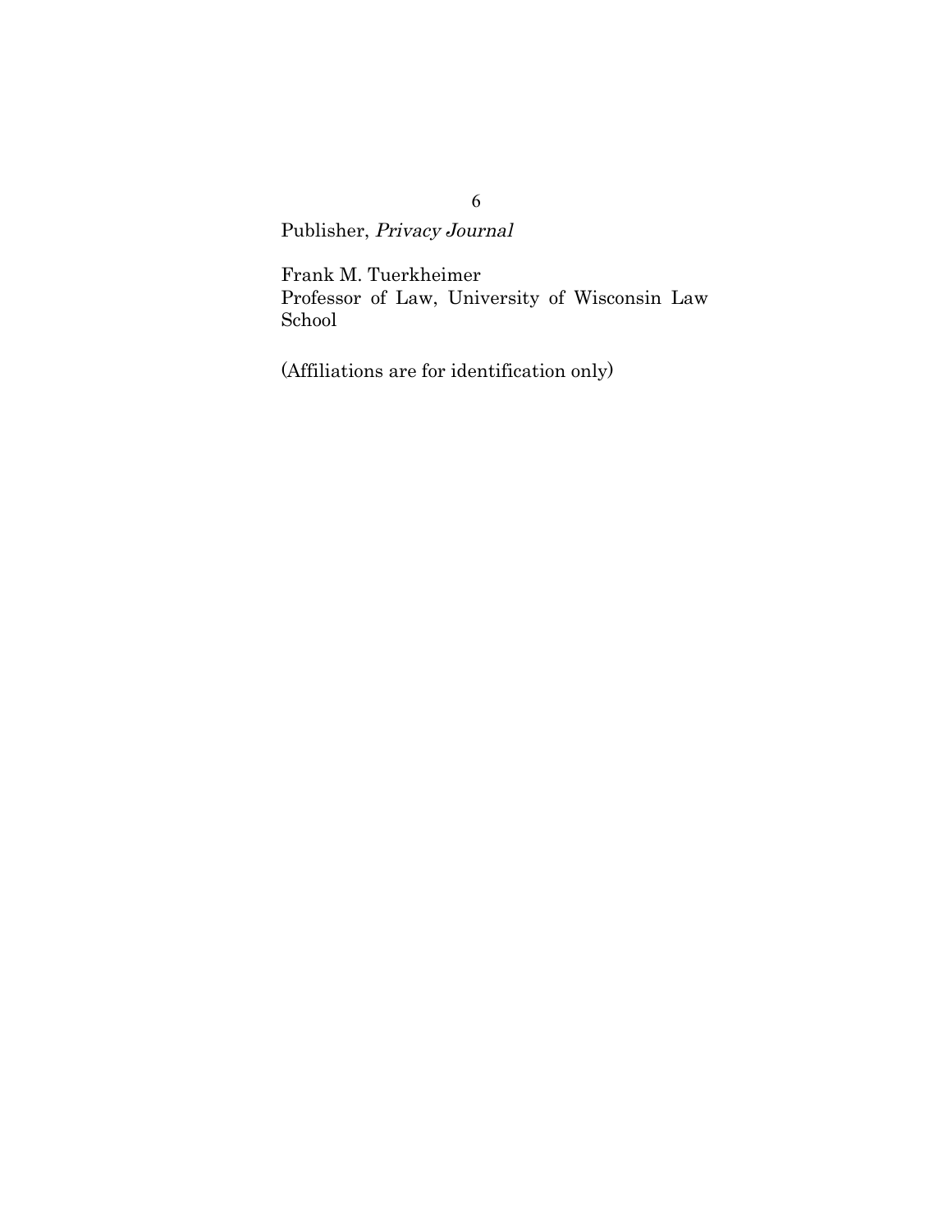Publisher, *Privacy Journal*

Frank M. Tuerkheimer
Professor of Law, University of Wisconsin Law School

(Affiliations are for identification only)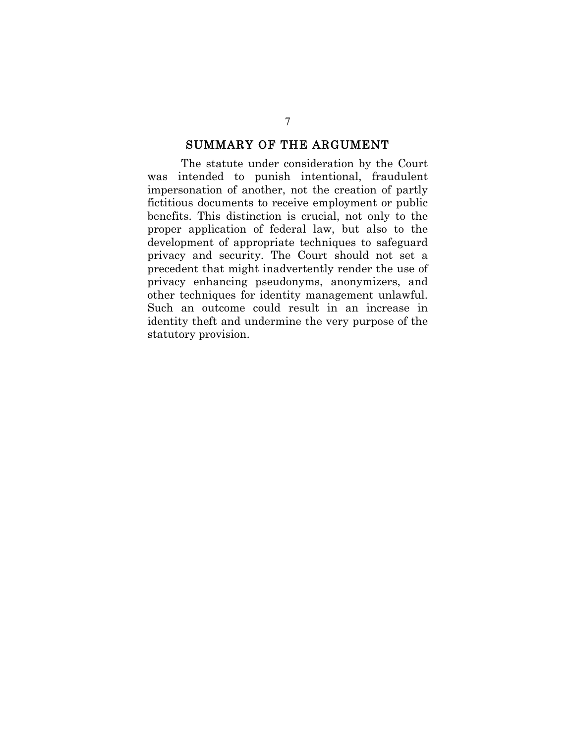## SUMMARY OF THE ARGUMENT

The statute under consideration by the Court was intended to punish intentional, fraudulent impersonation of another, not the creation of partly fictitious documents to receive employment or public benefits. This distinction is crucial, not only to the proper application of federal law, but also to the development of appropriate techniques to safeguard privacy and security. The Court should not set a precedent that might inadvertently render the use of privacy enhancing pseudonyms, anonymizers, and other techniques for identity management unlawful. Such an outcome could result in an increase in identity theft and undermine the very purpose of the statutory provision.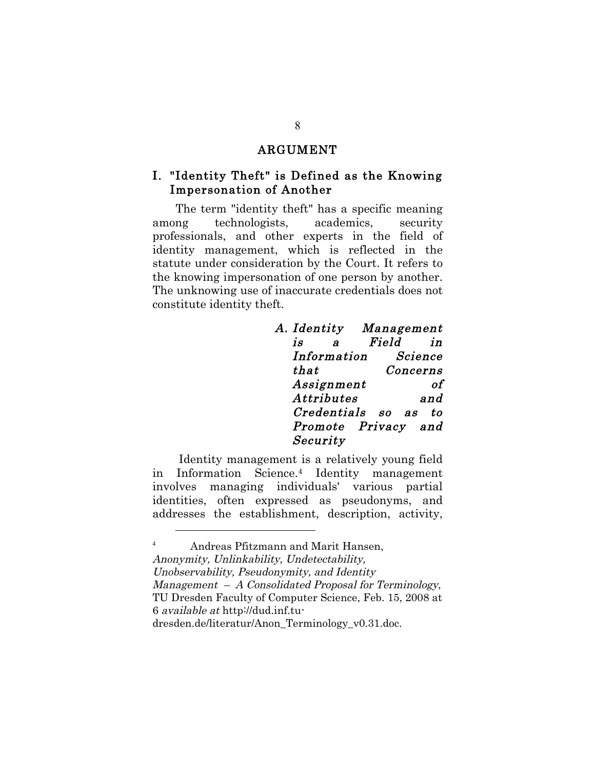# ARGUMENT

## I. "Identity Theft" is Defined as the Knowing Impersonation of Another

The term "identity theft" has a specific meaning among technologists, academics, security professionals, and other experts in the field of identity management, which is reflected in the statute under consideration by the Court. It refers to the knowing impersonation of one person by another. The unknowing use of inaccurate credentials does not constitute identity theft.

### *A. Identity Management is a Field in Information Science that Concerns Assignment of Attributes and Credentials so as to Promote Privacy and Security*

Identity management is a relatively young field in Information Science.[4] Identity management involves managing individuals' various partial identities, often expressed as pseudonyms, and addresses the establishment, description, activity,

---

[4] Andreas Pfitzmann and Marit Hansen, *Anonymity, Unlinkability, Undetectability, Unobservability, Pseudonymity, and Identity Management – A Consolidated Proposal for Terminology*, TU Dresden Faculty of Computer Science, Feb. 15, 2008 at 6 *available at* http://dud.inf.tu-dresden.de/literatur/Anon_Terminology_v0.31.doc.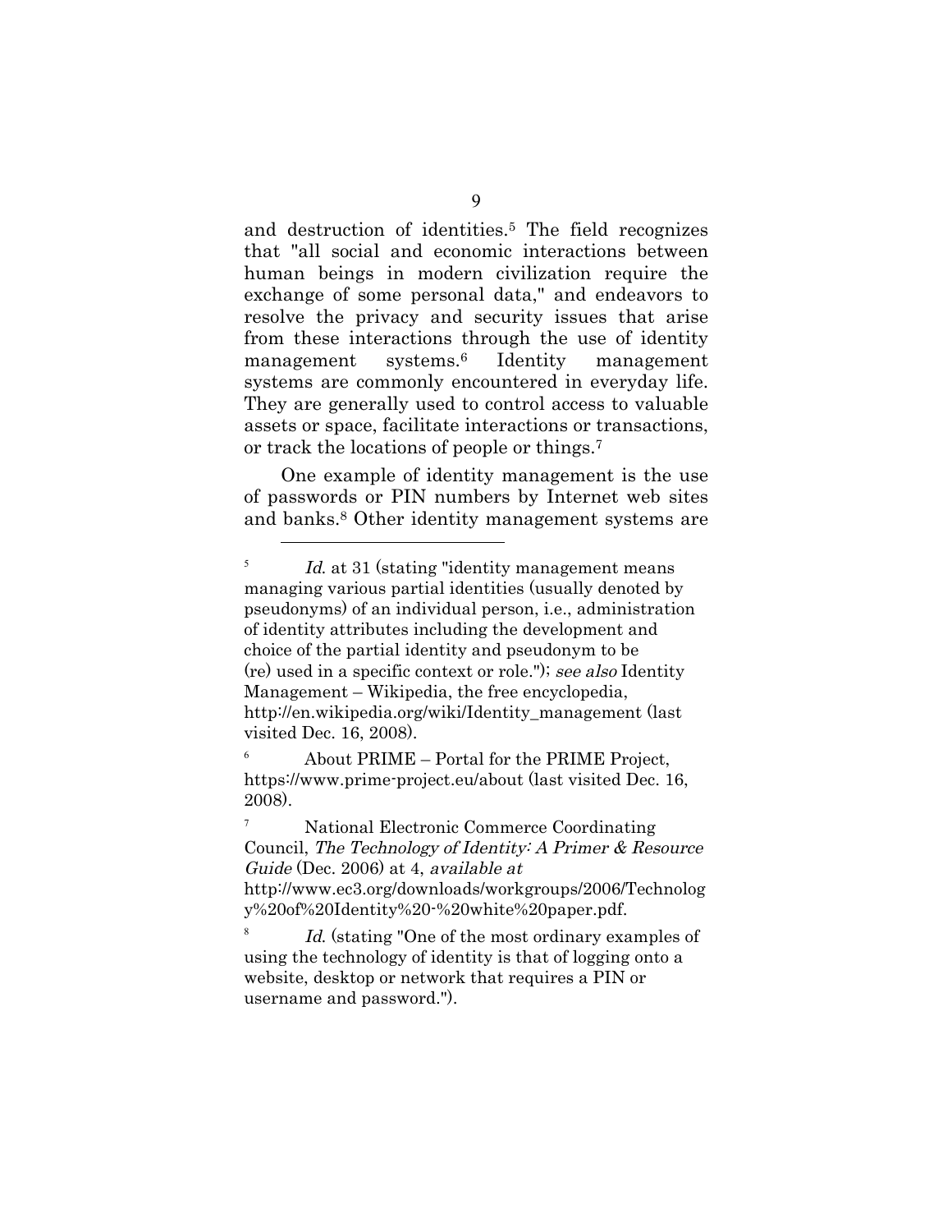and destruction of identities.[5] The field recognizes that "all social and economic interactions between human beings in modern civilization require the exchange of some personal data," and endeavors to resolve the privacy and security issues that arise from these interactions through the use of identity management systems.[6] Identity management systems are commonly encountered in everyday life. They are generally used to control access to valuable assets or space, facilitate interactions or transactions, or track the locations of people or things.[7]

One example of identity management is the use of passwords or PIN numbers by Internet web sites and banks.[8] Other identity management systems are

---

[5] *Id.* at 31 (stating "identity management means managing various partial identities (usually denoted by pseudonyms) of an individual person, i.e., administration of identity attributes including the development and choice of the partial identity and pseudonym to be (re) used in a specific context or role."); *see also* Identity Management – Wikipedia, the free encyclopedia, http://en.wikipedia.org/wiki/Identity_management (last visited Dec. 16, 2008).

[6] About PRIME – Portal for the PRIME Project, https://www.prime-project.eu/about (last visited Dec. 16, 2008).

[7] National Electronic Commerce Coordinating Council, *The Technology of Identity: A Primer & Resource Guide* (Dec. 2006) at 4, *available at* http://www.ec3.org/downloads/workgroups/2006/Technology%20of%20Identity%20-%20white%20paper.pdf.

[8] *Id.* (stating "One of the most ordinary examples of using the technology of identity is that of logging onto a website, desktop or network that requires a PIN or username and password.").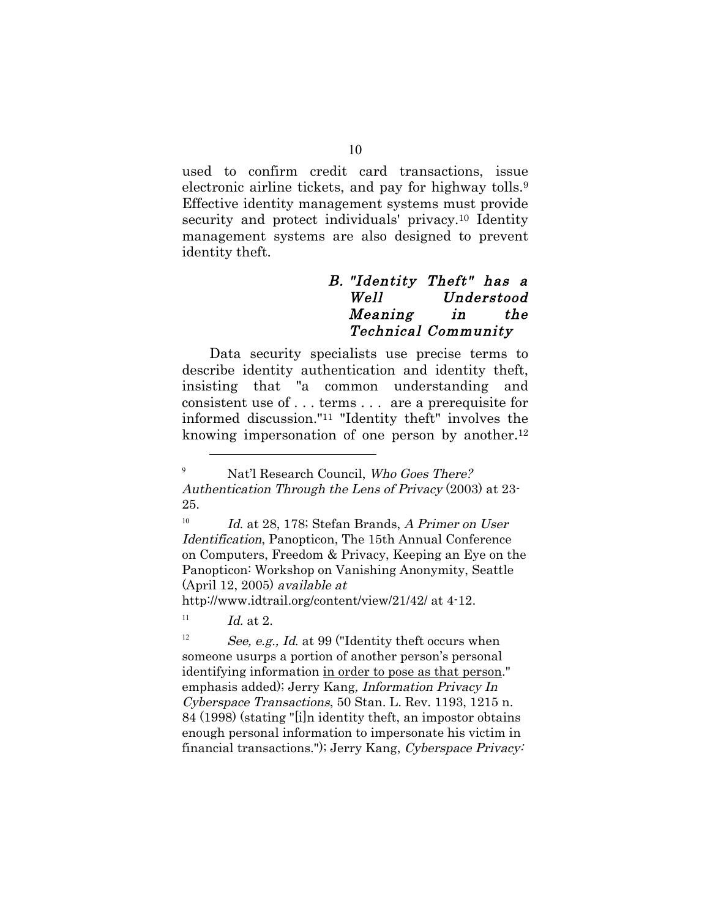used to confirm credit card transactions, issue electronic airline tickets, and pay for highway tolls.[9] Effective identity management systems must provide security and protect individuals' privacy.[10] Identity management systems are also designed to prevent identity theft.

### *B. "Identity Theft" has a Well Understood Meaning in the Technical Community*

Data security specialists use precise terms to describe identity authentication and identity theft, insisting that "a common understanding and consistent use of . . . terms . . . are a prerequisite for informed discussion."[11] "Identity theft" involves the knowing impersonation of one person by another.[12]

---

[9] Nat'l Research Council, *Who Goes There? Authentication Through the Lens of Privacy* (2003) at 23-25.

[10] *Id.* at 28, 178; Stefan Brands, *A Primer on User Identification*, Panopticon, The 15th Annual Conference on Computers, Freedom & Privacy, Keeping an Eye on the Panopticon: Workshop on Vanishing Anonymity, Seattle (April 12, 2005) *available at* http://www.idtrail.org/content/view/21/42/ at 4-12.

[11] *Id.* at 2.

[12] *See, e.g., Id.* at 99 ("Identity theft occurs when someone usurps a portion of another person's personal identifying information <u>in order to pose as that person</u>." emphasis added); Jerry Kang*, Information Privacy In Cyberspace Transactions*, 50 Stan. L. Rev. 1193, 1215 n. 84 (1998) (stating "[i]n identity theft, an impostor obtains enough personal information to impersonate his victim in financial transactions."); Jerry Kang, *Cyberspace Privacy:*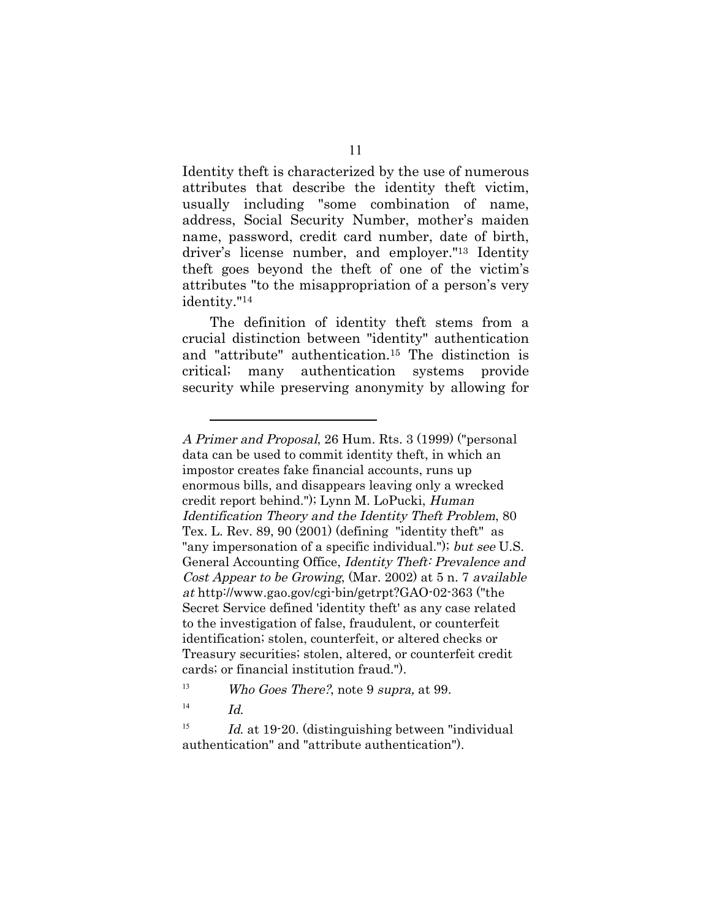Identity theft is characterized by the use of numerous attributes that describe the identity theft victim, usually including "some combination of name, address, Social Security Number, mother's maiden name, password, credit card number, date of birth, driver's license number, and employer."[13] Identity theft goes beyond the theft of one of the victim's attributes "to the misappropriation of a person's very identity."[14]

The definition of identity theft stems from a crucial distinction between "identity" authentication and "attribute" authentication.[15] The distinction is critical; many authentication systems provide security while preserving anonymity by allowing for

---

*A Primer and Proposal*, 26 Hum. Rts. 3 (1999) ("personal data can be used to commit identity theft, in which an impostor creates fake financial accounts, runs up enormous bills, and disappears leaving only a wrecked credit report behind."); Lynn M. LoPucki, *Human Identification Theory and the Identity Theft Problem*, 80 Tex. L. Rev. 89, 90 (2001) (defining "identity theft" as "any impersonation of a specific individual."); *but see* U.S. General Accounting Office, *Identity Theft: Prevalence and Cost Appear to be Growing*, (Mar. 2002) at 5 n. 7 *available at* http://www.gao.gov/cgi-bin/getrpt?GAO-02-363 ("the Secret Service defined 'identity theft' as any case related to the investigation of false, fraudulent, or counterfeit identification; stolen, counterfeit, or altered checks or Treasury securities; stolen, altered, or counterfeit credit cards; or financial institution fraud.").

[13] *Who Goes There?*, note 9 *supra,* at 99.

[14] *Id.*

[15] *Id.* at 19-20. (distinguishing between "individual authentication" and "attribute authentication").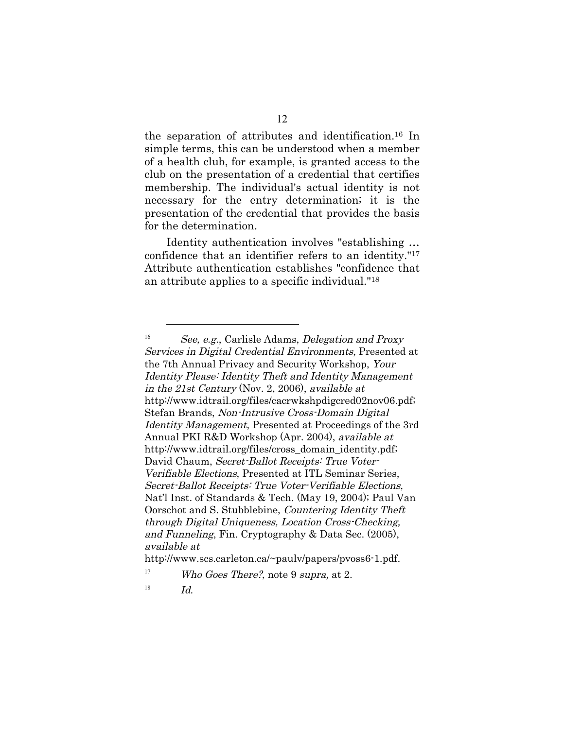the separation of attributes and identification.[16] In simple terms, this can be understood when a member of a health club, for example, is granted access to the club on the presentation of a credential that certifies membership. The individual's actual identity is not necessary for the entry determination; it is the presentation of the credential that provides the basis for the determination.

Identity authentication involves "establishing … confidence that an identifier refers to an identity."[17] Attribute authentication establishes "confidence that an attribute applies to a specific individual."[18]

---

[16] *See, e.g.*, Carlisle Adams, *Delegation and Proxy Services in Digital Credential Environments*, Presented at the 7th Annual Privacy and Security Workshop, *Your Identity Please: Identity Theft and Identity Management in the 21st Century* (Nov. 2, 2006), *available at* http://www.idtrail.org/files/cacrwkshpdigcred02nov06.pdf; Stefan Brands, *Non-Intrusive Cross-Domain Digital Identity Management*, Presented at Proceedings of the 3rd Annual PKI R&D Workshop (Apr. 2004), *available at* http://www.idtrail.org/files/cross_domain_identity.pdf; David Chaum, *Secret-Ballot Receipts: True Voter-Verifiable Elections*, Presented at ITL Seminar Series, *Secret-Ballot Receipts: True Voter-Verifiable Elections*, Nat'l Inst. of Standards & Tech. (May 19, 2004); Paul Van Oorschot and S. Stubblebine, *Countering Identity Theft through Digital Uniqueness, Location Cross-Checking, and Funneling*, Fin. Cryptography & Data Sec. (2005), *available at* http://www.scs.carleton.ca/~paulv/papers/pvoss6-1.pdf.

[17] *Who Goes There?*, note 9 *supra,* at 2.

[18] *Id.*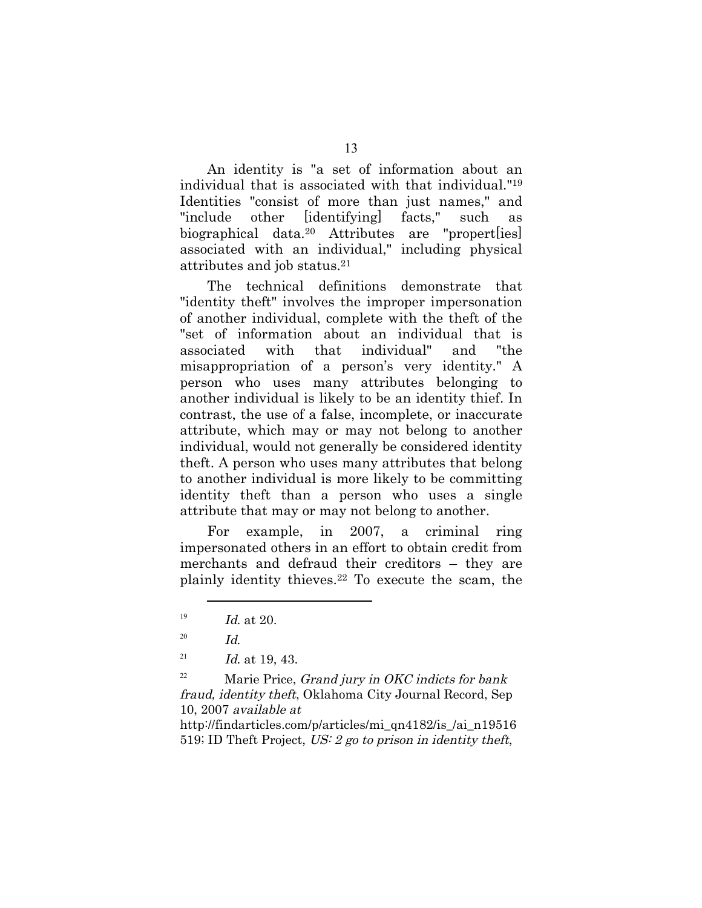An identity is "a set of information about an individual that is associated with that individual."[19] Identities "consist of more than just names," and "include other [identifying] facts," such as biographical data.[20] Attributes are "propert[ies] associated with an individual," including physical attributes and job status.[21]

The technical definitions demonstrate that "identity theft" involves the improper impersonation of another individual, complete with the theft of the "set of information about an individual that is associated with that individual" and "the misappropriation of a person's very identity." A person who uses many attributes belonging to another individual is likely to be an identity thief. In contrast, the use of a false, incomplete, or inaccurate attribute, which may or may not belong to another individual, would not generally be considered identity theft. A person who uses many attributes that belong to another individual is more likely to be committing identity theft than a person who uses a single attribute that may or may not belong to another.

For example, in 2007, a criminal ring impersonated others in an effort to obtain credit from merchants and defraud their creditors – they are plainly identity thieves.[22] To execute the scam, the

---

[19] *Id.* at 20.

[20] *Id.*

[21] *Id.* at 19, 43.

[22] Marie Price, *Grand jury in OKC indicts for bank fraud, identity theft*, Oklahoma City Journal Record, Sep 10, 2007 *available at* http://findarticles.com/p/articles/mi_qn4182/is_/ai_n19516519; ID Theft Project, *US: 2 go to prison in identity theft*,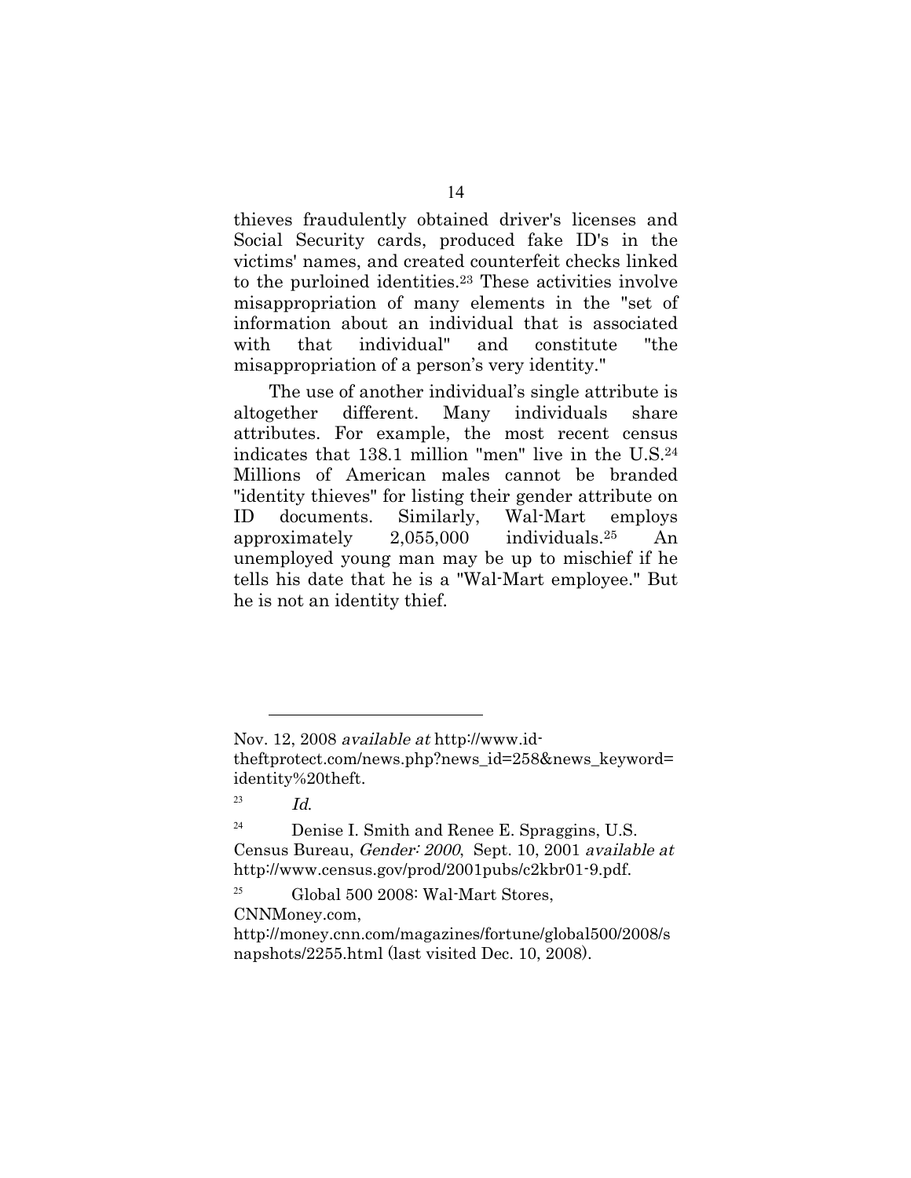thieves fraudulently obtained driver's licenses and Social Security cards, produced fake ID's in the victims' names, and created counterfeit checks linked to the purloined identities.[23] These activities involve misappropriation of many elements in the "set of information about an individual that is associated with that individual" and constitute "the misappropriation of a person's very identity."

The use of another individual's single attribute is altogether different. Many individuals share attributes. For example, the most recent census indicates that 138.1 million "men" live in the U.S.[24] Millions of American males cannot be branded "identity thieves" for listing their gender attribute on ID documents. Similarly, Wal-Mart employs approximately 2,055,000 individuals.[25] An unemployed young man may be up to mischief if he tells his date that he is a "Wal-Mart employee." But he is not an identity thief.

---

Nov. 12, 2008 *available at* http://www.id-theftprotect.com/news.php?news_id=258&news_keyword=identity%20theft.

[23] *Id.*

[24] Denise I. Smith and Renee E. Spraggins, U.S. Census Bureau, *Gender: 2000*, Sept. 10, 2001 *available at* http://www.census.gov/prod/2001pubs/c2kbr01-9.pdf.

[25] Global 500 2008: Wal-Mart Stores, CNNMoney.com, http://money.cnn.com/magazines/fortune/global500/2008/snapshots/2255.html (last visited Dec. 10, 2008).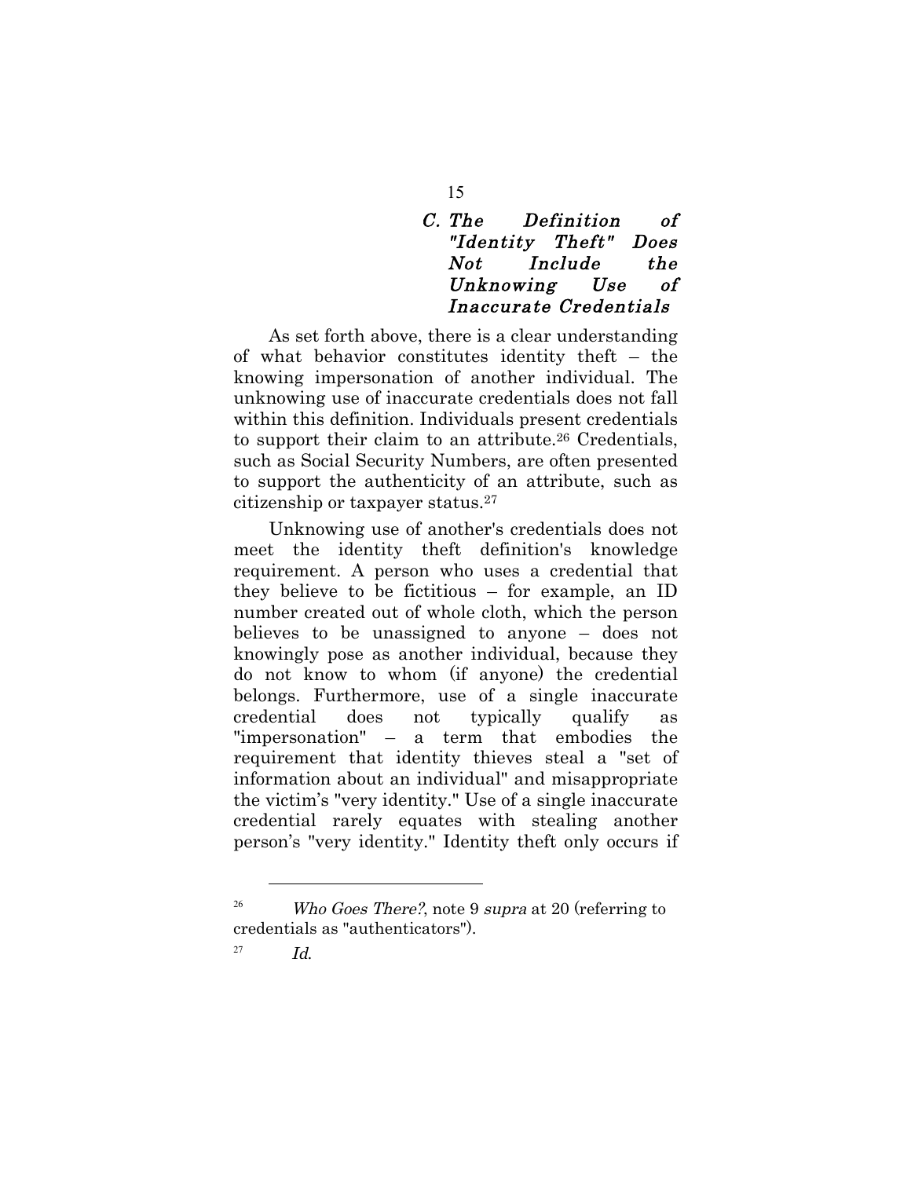### *C. The Definition of "Identity Theft" Does Not Include the Unknowing Use of Inaccurate Credentials*

As set forth above, there is a clear understanding of what behavior constitutes identity theft – the knowing impersonation of another individual. The unknowing use of inaccurate credentials does not fall within this definition. Individuals present credentials to support their claim to an attribute.[26] Credentials, such as Social Security Numbers, are often presented to support the authenticity of an attribute, such as citizenship or taxpayer status.[27]

Unknowing use of another's credentials does not meet the identity theft definition's knowledge requirement. A person who uses a credential that they believe to be fictitious – for example, an ID number created out of whole cloth, which the person believes to be unassigned to anyone – does not knowingly pose as another individual, because they do not know to whom (if anyone) the credential belongs. Furthermore, use of a single inaccurate credential does not typically qualify as "impersonation" – a term that embodies the requirement that identity thieves steal a "set of information about an individual" and misappropriate the victim's "very identity." Use of a single inaccurate credential rarely equates with stealing another person's "very identity." Identity theft only occurs if

---

[26] *Who Goes There?*, note 9 *supra* at 20 (referring to credentials as "authenticators").

[27] *Id.*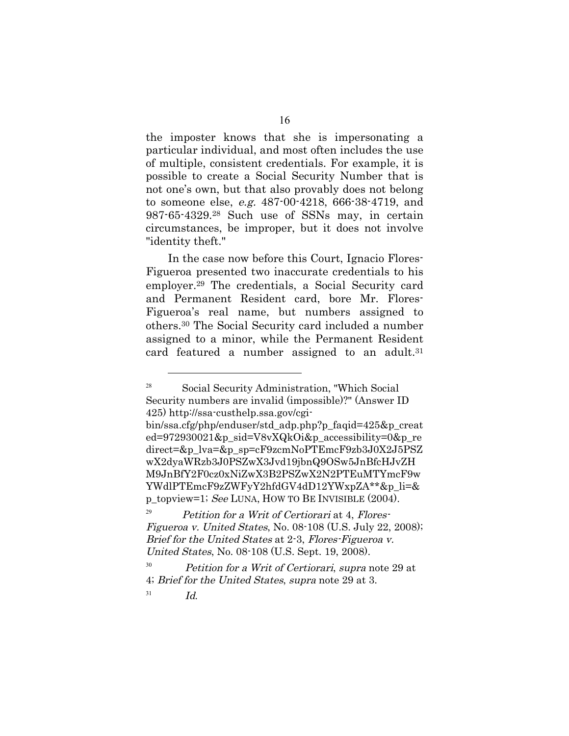the imposter knows that she is impersonating a particular individual, and most often includes the use of multiple, consistent credentials. For example, it is possible to create a Social Security Number that is not one's own, but that also provably does not belong to someone else, *e.g.* 487-00-4218, 666-38-4719, and 987-65-4329.[28] Such use of SSNs may, in certain circumstances, be improper, but it does not involve "identity theft."

In the case now before this Court, Ignacio Flores-Figueroa presented two inaccurate credentials to his employer.[29] The credentials, a Social Security card and Permanent Resident card, bore Mr. Flores-Figueroa's real name, but numbers assigned to others.[30] The Social Security card included a number assigned to a minor, while the Permanent Resident card featured a number assigned to an adult.[31]

---

[28] Social Security Administration, "Which Social Security numbers are invalid (impossible)?" (Answer ID 425) http://ssa-custhelp.ssa.gov/cgi-bin/ssa.cfg/php/enduser/std_adp.php?p_faqid=425&p_created=972930021&p_sid=V8vXQkOi&p_accessibility=0&p_redirect=&p_lva=&p_sp=cF9zcmNoPTEmcF9zb3J0X2J5PSZwX2dyaWRzb3J0PSZwX3Jvd19jbnQ9OSw5JnBfcHJvZHM9JnBfY2F0cz0xNiZwX3B2PSZwX2N2PTEuMTYmcF9wYWdlPTEmcF9zZWFyY2hfdGV4dD12YWxpZA**&p_li=&p_topview=1; *See* LUNA, HOW TO BE INVISIBLE (2004).

[29] *Petition for a Writ of Certiorari* at 4, *Flores-Figueroa v. United States*, No. 08-108 (U.S. July 22, 2008); *Brief for the United States* at 2-3, *Flores-Figueroa v. United States*, No. 08-108 (U.S. Sept. 19, 2008).

[30] *Petition for a Writ of Certiorari*, *supra* note 29 at 4; *Brief for the United States*, *supra* note 29 at 3.

[31] *Id.*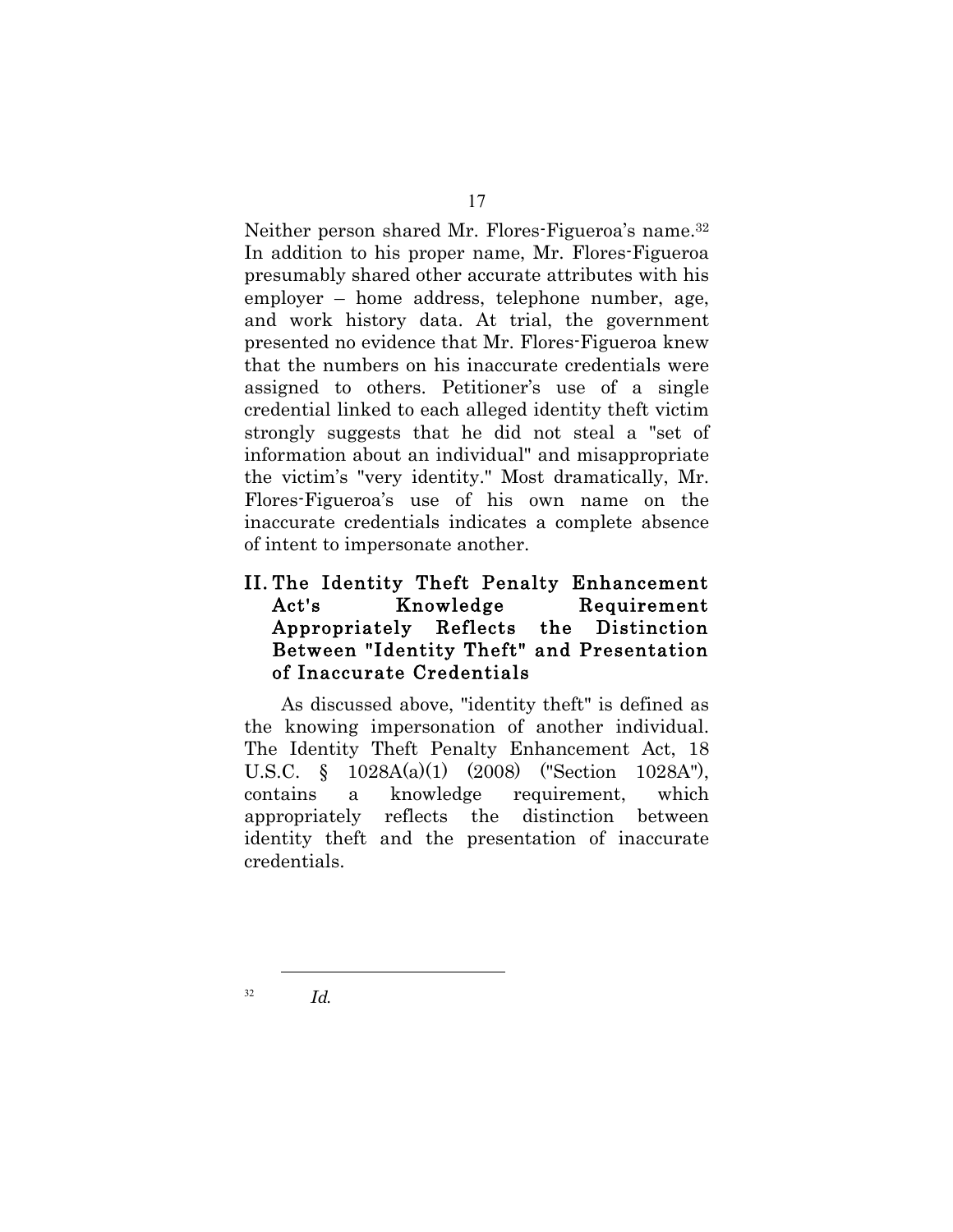Neither person shared Mr. Flores-Figueroa's name.[32] In addition to his proper name, Mr. Flores-Figueroa presumably shared other accurate attributes with his employer – home address, telephone number, age, and work history data. At trial, the government presented no evidence that Mr. Flores-Figueroa knew that the numbers on his inaccurate credentials were assigned to others. Petitioner's use of a single credential linked to each alleged identity theft victim strongly suggests that he did not steal a "set of information about an individual" and misappropriate the victim's "very identity." Most dramatically, Mr. Flores-Figueroa's use of his own name on the inaccurate credentials indicates a complete absence of intent to impersonate another.

## II. The Identity Theft Penalty Enhancement Act's Knowledge Requirement Appropriately Reflects the Distinction Between "Identity Theft" and Presentation of Inaccurate Credentials

As discussed above, "identity theft" is defined as the knowing impersonation of another individual. The Identity Theft Penalty Enhancement Act, 18 U.S.C. § 1028A(a)(1) (2008) ("Section 1028A"), contains a knowledge requirement, which appropriately reflects the distinction between identity theft and the presentation of inaccurate credentials.

---

[32] *Id.*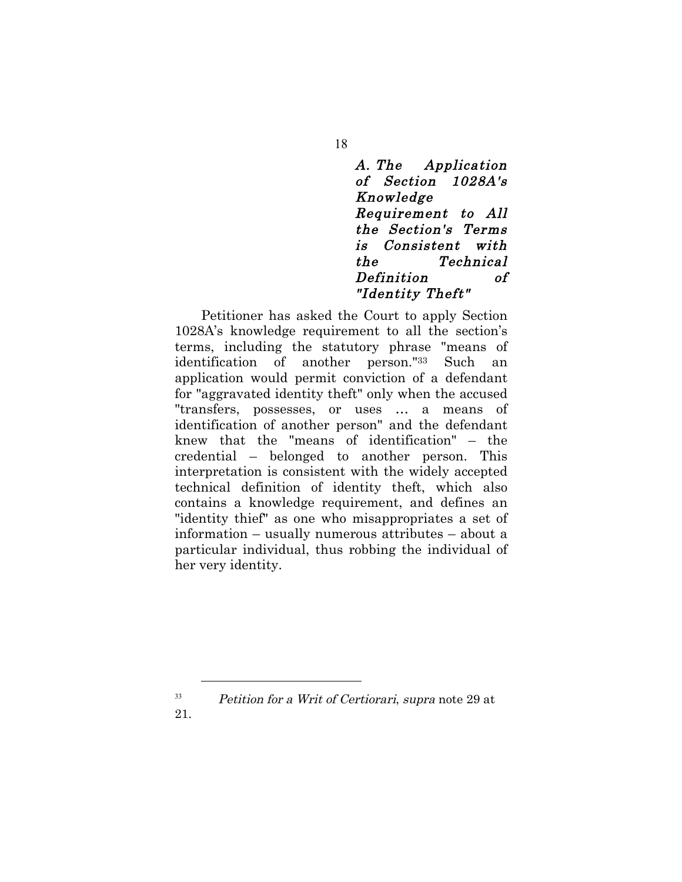### *A. The Application of Section 1028A's Knowledge Requirement to All the Section's Terms is Consistent with the Technical Definition of "Identity Theft"*

Petitioner has asked the Court to apply Section 1028A's knowledge requirement to all the section's terms, including the statutory phrase "means of identification of another person."[33] Such an application would permit conviction of a defendant for "aggravated identity theft" only when the accused "transfers, possesses, or uses … a means of identification of another person" and the defendant knew that the "means of identification" – the credential – belonged to another person. This interpretation is consistent with the widely accepted technical definition of identity theft, which also contains a knowledge requirement, and defines an "identity thief" as one who misappropriates a set of information – usually numerous attributes – about a particular individual, thus robbing the individual of her very identity.

---

[33] *Petition for a Writ of Certiorari*, *supra* note 29 at 21.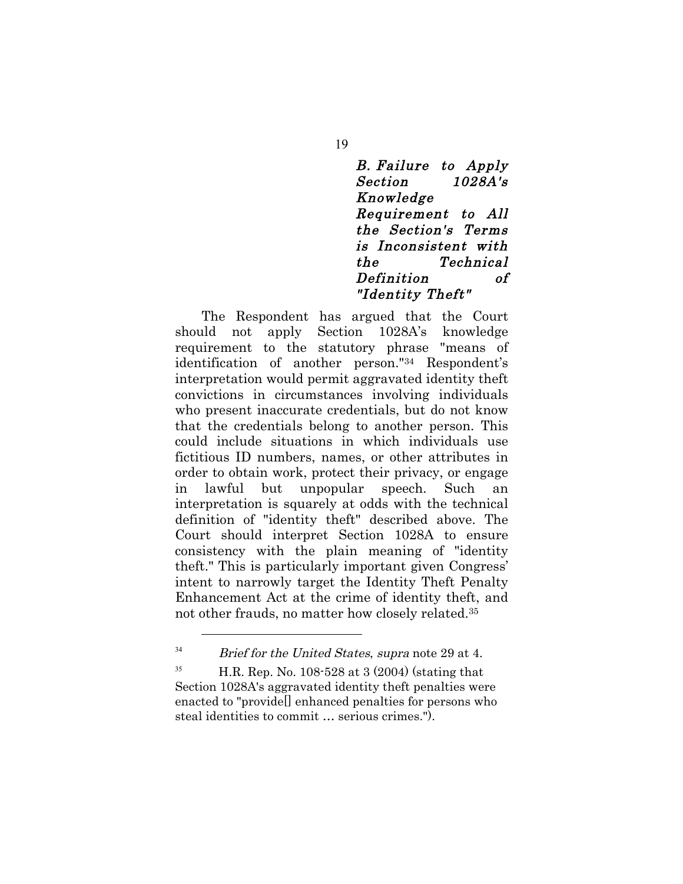### *B. Failure to Apply Section 1028A's Knowledge Requirement to All the Section's Terms is Inconsistent with the Technical Definition of "Identity Theft"*

The Respondent has argued that the Court should not apply Section 1028A's knowledge requirement to the statutory phrase "means of identification of another person."[34] Respondent's interpretation would permit aggravated identity theft convictions in circumstances involving individuals who present inaccurate credentials, but do not know that the credentials belong to another person. This could include situations in which individuals use fictitious ID numbers, names, or other attributes in order to obtain work, protect their privacy, or engage in lawful but unpopular speech. Such an interpretation is squarely at odds with the technical definition of "identity theft" described above. The Court should interpret Section 1028A to ensure consistency with the plain meaning of "identity theft." This is particularly important given Congress' intent to narrowly target the Identity Theft Penalty Enhancement Act at the crime of identity theft, and not other frauds, no matter how closely related.[35]

---

[34] *Brief for the United States*, *supra* note 29 at 4.

[35] H.R. Rep. No. 108-528 at 3 (2004) (stating that Section 1028A's aggravated identity theft penalties were enacted to "provide[] enhanced penalties for persons who steal identities to commit … serious crimes.").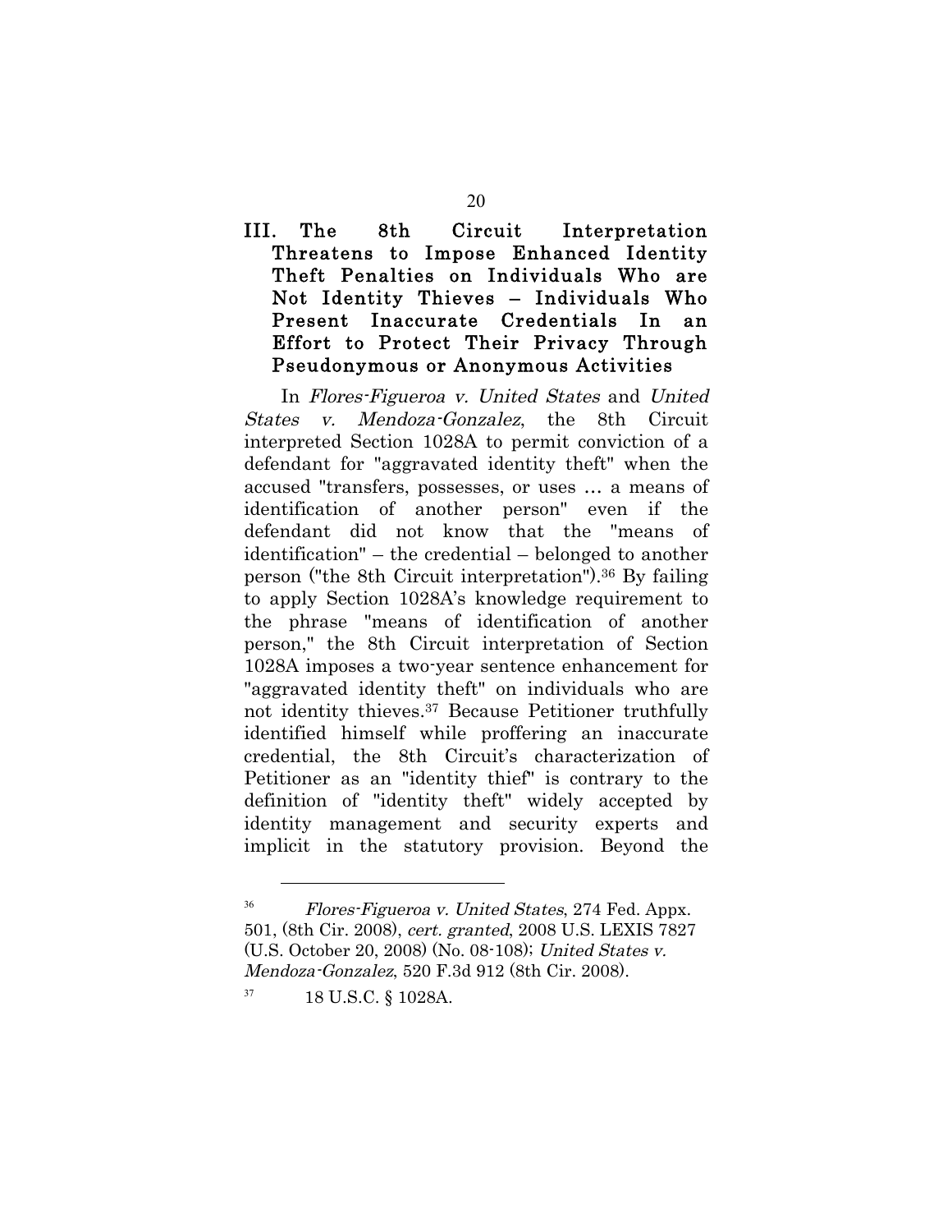### III. The 8th Circuit Interpretation Threatens to Impose Enhanced Identity Theft Penalties on Individuals Who are Not Identity Thieves – Individuals Who Present Inaccurate Credentials In an Effort to Protect Their Privacy Through Pseudonymous or Anonymous Activities

In *Flores-Figueroa v. United States* and *United States v. Mendoza-Gonzalez*, the 8th Circuit interpreted Section 1028A to permit conviction of a defendant for "aggravated identity theft" when the accused "transfers, possesses, or uses … a means of identification of another person" even if the defendant did not know that the "means of identification" – the credential – belonged to another person ("the 8th Circuit interpretation").[36] By failing to apply Section 1028A's knowledge requirement to the phrase "means of identification of another person," the 8th Circuit interpretation of Section 1028A imposes a two-year sentence enhancement for "aggravated identity theft" on individuals who are not identity thieves.[37] Because Petitioner truthfully identified himself while proffering an inaccurate credential, the 8th Circuit's characterization of Petitioner as an "identity thief" is contrary to the definition of "identity theft" widely accepted by identity management and security experts and implicit in the statutory provision. Beyond the

---

[36] *Flores-Figueroa v. United States*, 274 Fed. Appx. 501, (8th Cir. 2008), *cert. granted*, 2008 U.S. LEXIS 7827 (U.S. October 20, 2008) (No. 08-108); *United States v. Mendoza-Gonzalez*, 520 F.3d 912 (8th Cir. 2008).

[37] 18 U.S.C. § 1028A.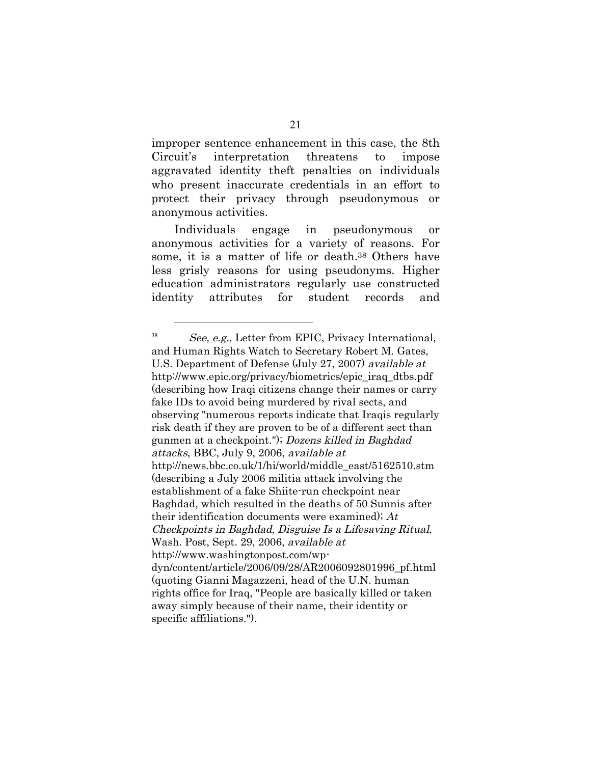improper sentence enhancement in this case, the 8th Circuit's interpretation threatens to impose aggravated identity theft penalties on individuals who present inaccurate credentials in an effort to protect their privacy through pseudonymous or anonymous activities.

Individuals engage in pseudonymous or anonymous activities for a variety of reasons. For some, it is a matter of life or death.[38] Others have less grisly reasons for using pseudonyms. Higher education administrators regularly use constructed identity attributes for student records and

---

[38] *See, e.g.,* Letter from EPIC, Privacy International, and Human Rights Watch to Secretary Robert M. Gates, U.S. Department of Defense (July 27, 2007) *available at* http://www.epic.org/privacy/biometrics/epic_iraq_dtbs.pdf (describing how Iraqi citizens change their names or carry fake IDs to avoid being murdered by rival sects, and observing "numerous reports indicate that Iraqis regularly risk death if they are proven to be of a different sect than gunmen at a checkpoint."); *Dozens killed in Baghdad attacks*, BBC, July 9, 2006, *available at* http://news.bbc.co.uk/1/hi/world/middle_east/5162510.stm (describing a July 2006 militia attack involving the establishment of a fake Shiite-run checkpoint near Baghdad, which resulted in the deaths of 50 Sunnis after their identification documents were examined); *At Checkpoints in Baghdad, Disguise Is a Lifesaving Ritual*, Wash. Post, Sept. 29, 2006, *available at* http://www.washingtonpost.com/wp-dyn/content/article/2006/09/28/AR2006092801996_pf.html (quoting Gianni Magazzeni, head of the U.N. human rights office for Iraq, "People are basically killed or taken away simply because of their name, their identity or specific affiliations.").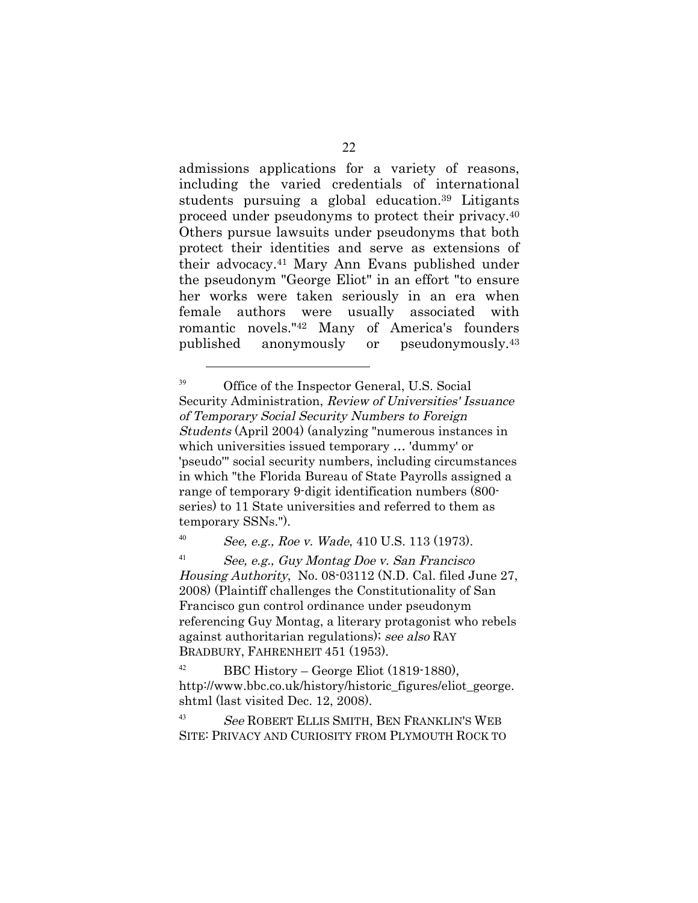admissions applications for a variety of reasons, including the varied credentials of international students pursuing a global education.[39] Litigants proceed under pseudonyms to protect their privacy.[40] Others pursue lawsuits under pseudonyms that both protect their identities and serve as extensions of their advocacy.[41] Mary Ann Evans published under the pseudonym "George Eliot" in an effort "to ensure her works were taken seriously in an era when female authors were usually associated with romantic novels."[42] Many of America's founders published anonymously or pseudonymously.[43]

---

[39] Office of the Inspector General, U.S. Social Security Administration, *Review of Universities' Issuance of Temporary Social Security Numbers to Foreign Students* (April 2004) (analyzing "numerous instances in which universities issued temporary … 'dummy' or 'pseudo'" social security numbers, including circumstances in which "the Florida Bureau of State Payrolls assigned a range of temporary 9-digit identification numbers (800-series) to 11 State universities and referred to them as temporary SSNs.").

[40] *See, e.g., Roe v. Wade*, 410 U.S. 113 (1973).

[41] *See, e.g., Guy Montag Doe v. San Francisco Housing Authority*, No. 08-03112 (N.D. Cal. filed June 27, 2008) (Plaintiff challenges the Constitutionality of San Francisco gun control ordinance under pseudonym referencing Guy Montag, a literary protagonist who rebels against authoritarian regulations); *see also* RAY BRADBURY, FAHRENHEIT 451 (1953).

[42] BBC History – George Eliot (1819-1880), http://www.bbc.co.uk/history/historic_figures/eliot_george.shtml (last visited Dec. 12, 2008).

[43] *See* ROBERT ELLIS SMITH, BEN FRANKLIN'S WEB SITE: PRIVACY AND CURIOSITY FROM PLYMOUTH ROCK TO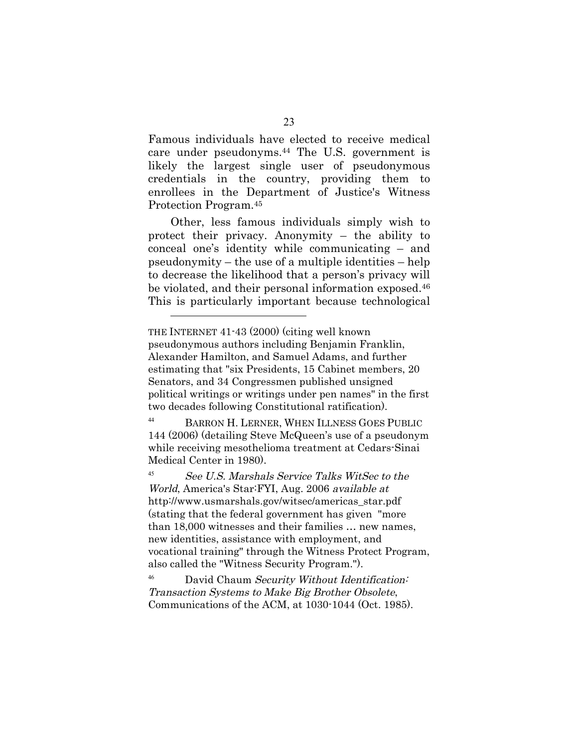Famous individuals have elected to receive medical care under pseudonyms.[44] The U.S. government is likely the largest single user of pseudonymous credentials in the country, providing them to enrollees in the Department of Justice's Witness Protection Program.[45]

Other, less famous individuals simply wish to protect their privacy. Anonymity – the ability to conceal one's identity while communicating – and pseudonymity – the use of a multiple identities – help to decrease the likelihood that a person's privacy will be violated, and their personal information exposed.[46] This is particularly important because technological

---

THE INTERNET 41-43 (2000) (citing well known pseudonymous authors including Benjamin Franklin, Alexander Hamilton, and Samuel Adams, and further estimating that "six Presidents, 15 Cabinet members, 20 Senators, and 34 Congressmen published unsigned political writings or writings under pen names" in the first two decades following Constitutional ratification).

[44] BARRON H. LERNER, WHEN ILLNESS GOES PUBLIC 144 (2006) (detailing Steve McQueen's use of a pseudonym while receiving mesothelioma treatment at Cedars-Sinai Medical Center in 1980).

[45] *See U.S. Marshals Service Talks WitSec to the World*, America's Star:FYI, Aug. 2006 *available at* http://www.usmarshals.gov/witsec/americas_star.pdf (stating that the federal government has given "more than 18,000 witnesses and their families … new names, new identities, assistance with employment, and vocational training" through the Witness Protect Program, also called the "Witness Security Program.").

[46] David Chaum *Security Without Identification: Transaction Systems to Make Big Brother Obsolete*, Communications of the ACM, at 1030-1044 (Oct. 1985).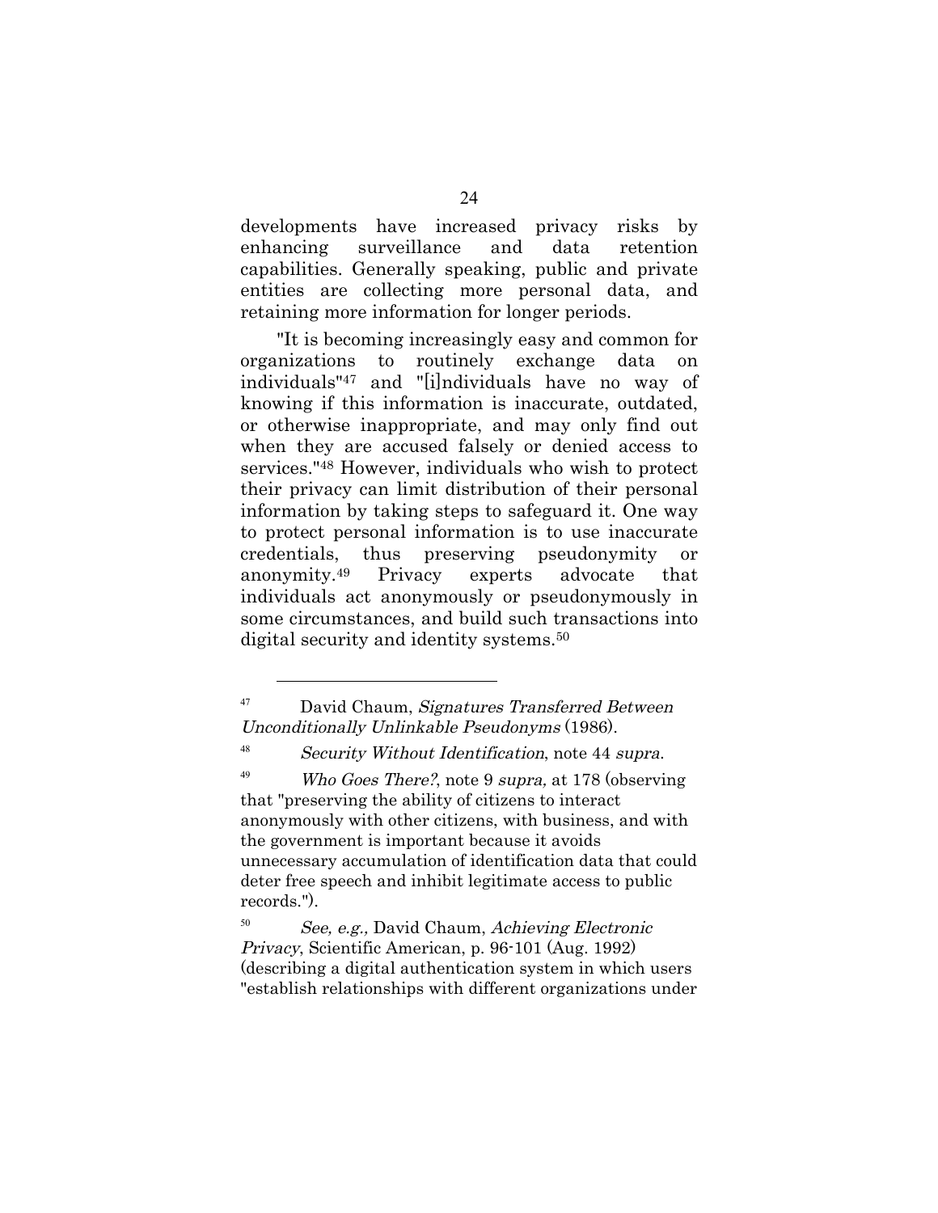developments have increased privacy risks by enhancing surveillance and data retention capabilities. Generally speaking, public and private entities are collecting more personal data, and retaining more information for longer periods.

"It is becoming increasingly easy and common for organizations to routinely exchange data on individuals"[47] and "[i]ndividuals have no way of knowing if this information is inaccurate, outdated, or otherwise inappropriate, and may only find out when they are accused falsely or denied access to services."[48] However, individuals who wish to protect their privacy can limit distribution of their personal information by taking steps to safeguard it. One way to protect personal information is to use inaccurate credentials, thus preserving pseudonymity or anonymity.[49] Privacy experts advocate that individuals act anonymously or pseudonymously in some circumstances, and build such transactions into digital security and identity systems.[50]

---

[47] David Chaum, *Signatures Transferred Between Unconditionally Unlinkable Pseudonyms* (1986).

[48] *Security Without Identification*, note 44 *supra*.

[49] *Who Goes There?*, note 9 *supra,* at 178 (observing that "preserving the ability of citizens to interact anonymously with other citizens, with business, and with the government is important because it avoids unnecessary accumulation of identification data that could deter free speech and inhibit legitimate access to public records.").

[50] *See, e.g.,* David Chaum, *Achieving Electronic Privacy*, Scientific American, p. 96-101 (Aug. 1992) (describing a digital authentication system in which users "establish relationships with different organizations under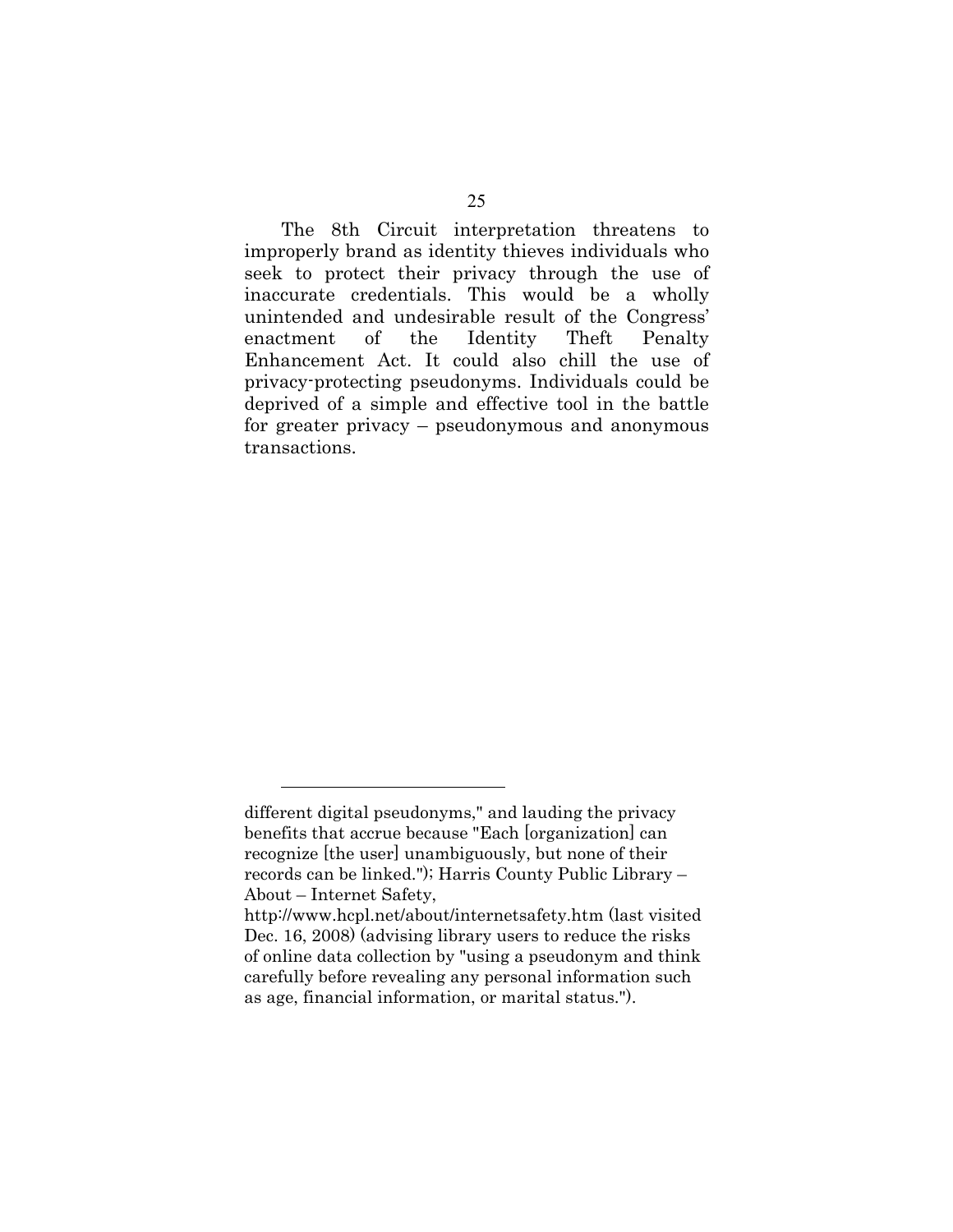The 8th Circuit interpretation threatens to improperly brand as identity thieves individuals who seek to protect their privacy through the use of inaccurate credentials. This would be a wholly unintended and undesirable result of the Congress' enactment of the Identity Theft Penalty Enhancement Act. It could also chill the use of privacy-protecting pseudonyms. Individuals could be deprived of a simple and effective tool in the battle for greater privacy – pseudonymous and anonymous transactions.

---

different digital pseudonyms," and lauding the privacy benefits that accrue because "Each [organization] can recognize [the user] unambiguously, but none of their records can be linked."); Harris County Public Library – About – Internet Safety, http://www.hcpl.net/about/internetsafety.htm (last visited Dec. 16, 2008) (advising library users to reduce the risks of online data collection by "using a pseudonym and think carefully before revealing any personal information such as age, financial information, or marital status.").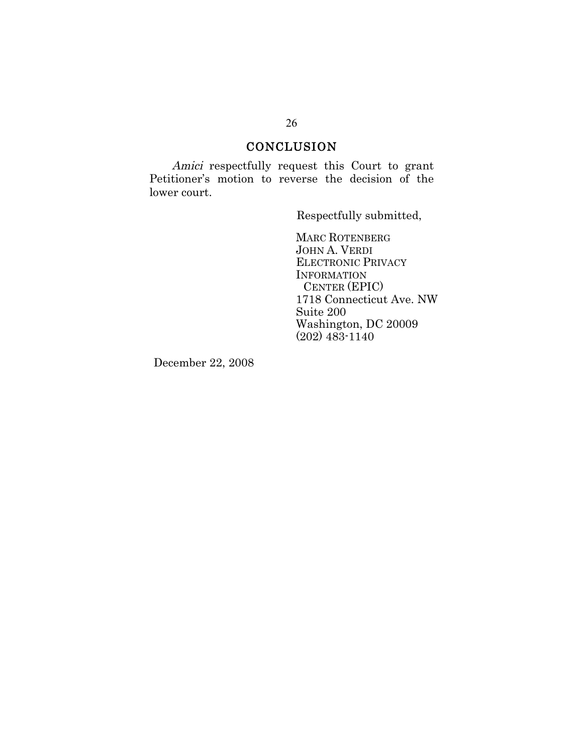## CONCLUSION

*Amici* respectfully request this Court to grant Petitioner's motion to reverse the decision of the lower court.

Respectfully submitted,

MARC ROTENBERG
JOHN A. VERDI
ELECTRONIC PRIVACY
INFORMATION
CENTER (EPIC)
1718 Connecticut Ave. NW
Suite 200
Washington, DC 20009
(202) 483-1140

December 22, 2008